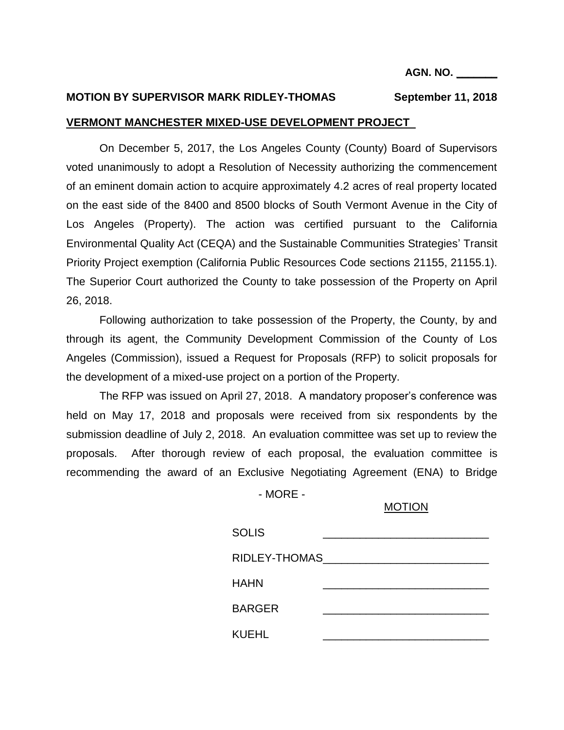**AGN. NO. \_\_\_\_\_\_\_**

**MOTION BY SUPERVISOR MARK RIDLEY-THOMAS** **September 11, 2018**

**VERMONT MANCHESTER MIXED-USE DEVELOPMENT PROJECT**

On December 5, 2017, the Los Angeles County (County) Board of Supervisors voted unanimously to adopt a Resolution of Necessity authorizing the commencement of an eminent domain action to acquire approximately 4.2 acres of real property located on the east side of the 8400 and 8500 blocks of South Vermont Avenue in the City of Los Angeles (Property). The action was certified pursuant to the California Environmental Quality Act (CEQA) and the Sustainable Communities Strategies' Transit Priority Project exemption (California Public Resources Code sections 21155, 21155.1). The Superior Court authorized the County to take possession of the Property on April 26, 2018.

Following authorization to take possession of the Property, the County, by and through its agent, the Community Development Commission of the County of Los Angeles (Commission), issued a Request for Proposals (RFP) to solicit proposals for the development of a mixed-use project on a portion of the Property.

The RFP was issued on April 27, 2018. A mandatory proposer's conference was held on May 17, 2018 and proposals were received from six respondents by the submission deadline of July 2, 2018. An evaluation committee was set up to review the proposals. After thorough review of each proposal, the evaluation committee is recommending the award of an Exclusive Negotiating Agreement (ENA) to Bridge

\- MORE -

MOTION

| | |
|---|---|
| SOLIS | \_\_\_\_\_\_\_\_\_\_\_\_\_\_\_\_\_\_\_\_\_\_\_\_\_\_\_ |
| RIDLEY-THOMAS | \_\_\_\_\_\_\_\_\_\_\_\_\_\_\_\_\_\_\_\_\_\_\_\_\_\_\_ |
| HAHN | \_\_\_\_\_\_\_\_\_\_\_\_\_\_\_\_\_\_\_\_\_\_\_\_\_\_\_ |
| BARGER | \_\_\_\_\_\_\_\_\_\_\_\_\_\_\_\_\_\_\_\_\_\_\_\_\_\_\_ |
| KUEHL | \_\_\_\_\_\_\_\_\_\_\_\_\_\_\_\_\_\_\_\_\_\_\_\_\_\_\_ |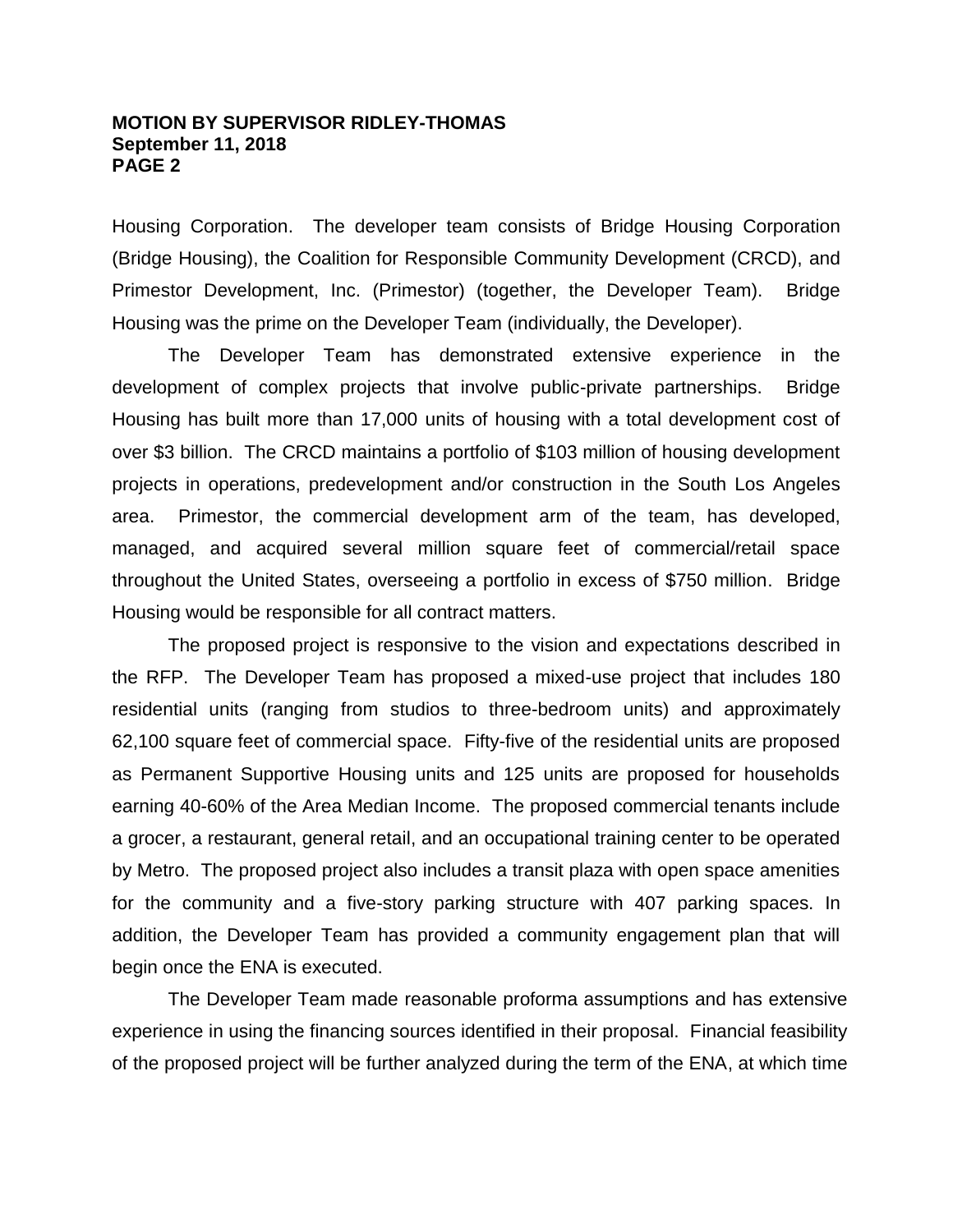Housing Corporation. The developer team consists of Bridge Housing Corporation (Bridge Housing), the Coalition for Responsible Community Development (CRCD), and Primestor Development, Inc. (Primestor) (together, the Developer Team). Bridge Housing was the prime on the Developer Team (individually, the Developer).

The Developer Team has demonstrated extensive experience in the development of complex projects that involve public-private partnerships. Bridge Housing has built more than 17,000 units of housing with a total development cost of over $3 billion. The CRCD maintains a portfolio of $103 million of housing development projects in operations, predevelopment and/or construction in the South Los Angeles area. Primestor, the commercial development arm of the team, has developed, managed, and acquired several million square feet of commercial/retail space throughout the United States, overseeing a portfolio in excess of $750 million. Bridge Housing would be responsible for all contract matters.

The proposed project is responsive to the vision and expectations described in the RFP. The Developer Team has proposed a mixed-use project that includes 180 residential units (ranging from studios to three-bedroom units) and approximately 62,100 square feet of commercial space. Fifty-five of the residential units are proposed as Permanent Supportive Housing units and 125 units are proposed for households earning 40-60% of the Area Median Income. The proposed commercial tenants include a grocer, a restaurant, general retail, and an occupational training center to be operated by Metro. The proposed project also includes a transit plaza with open space amenities for the community and a five-story parking structure with 407 parking spaces. In addition, the Developer Team has provided a community engagement plan that will begin once the ENA is executed.

The Developer Team made reasonable proforma assumptions and has extensive experience in using the financing sources identified in their proposal. Financial feasibility of the proposed project will be further analyzed during the term of the ENA, at which time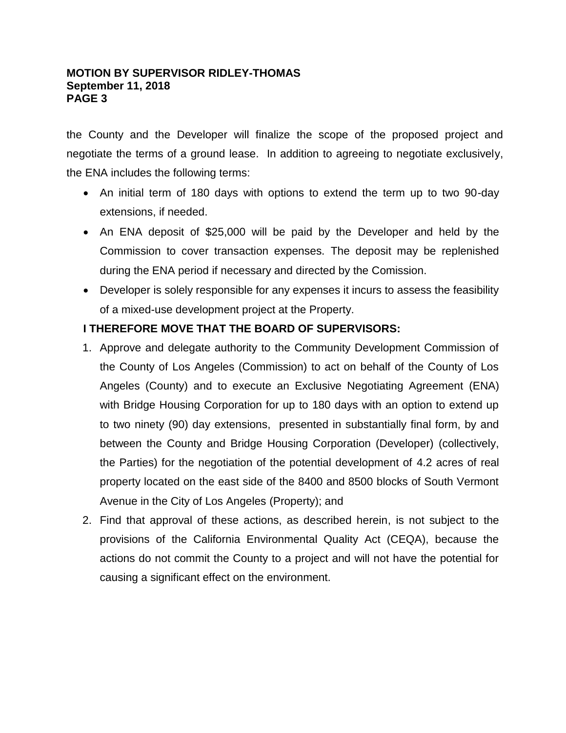the County and the Developer will finalize the scope of the proposed project and negotiate the terms of a ground lease. In addition to agreeing to negotiate exclusively, the ENA includes the following terms:

- An initial term of 180 days with options to extend the term up to two 90-day extensions, if needed.
- An ENA deposit of $25,000 will be paid by the Developer and held by the Commission to cover transaction expenses. The deposit may be replenished during the ENA period if necessary and directed by the Comission.
- Developer is solely responsible for any expenses it incurs to assess the feasibility of a mixed-use development project at the Property.

**I THEREFORE MOVE THAT THE BOARD OF SUPERVISORS:**

1. Approve and delegate authority to the Community Development Commission of the County of Los Angeles (Commission) to act on behalf of the County of Los Angeles (County) and to execute an Exclusive Negotiating Agreement (ENA) with Bridge Housing Corporation for up to 180 days with an option to extend up to two ninety (90) day extensions, presented in substantially final form, by and between the County and Bridge Housing Corporation (Developer) (collectively, the Parties) for the negotiation of the potential development of 4.2 acres of real property located on the east side of the 8400 and 8500 blocks of South Vermont Avenue in the City of Los Angeles (Property); and
2. Find that approval of these actions, as described herein, is not subject to the provisions of the California Environmental Quality Act (CEQA), because the actions do not commit the County to a project and will not have the potential for causing a significant effect on the environment.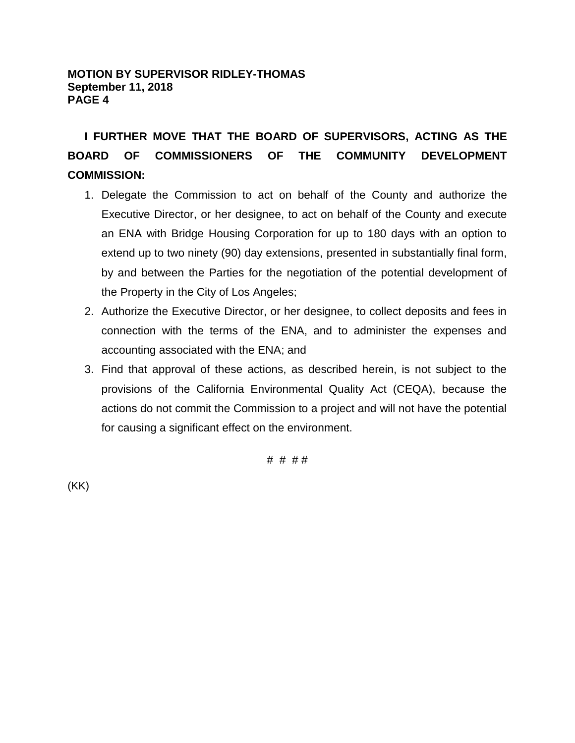**I FURTHER MOVE THAT THE BOARD OF SUPERVISORS, ACTING AS THE BOARD OF COMMISSIONERS OF THE COMMUNITY DEVELOPMENT COMMISSION:**

1. Delegate the Commission to act on behalf of the County and authorize the Executive Director, or her designee, to act on behalf of the County and execute an ENA with Bridge Housing Corporation for up to 180 days with an option to extend up to two ninety (90) day extensions, presented in substantially final form, by and between the Parties for the negotiation of the potential development of the Property in the City of Los Angeles;
2. Authorize the Executive Director, or her designee, to collect deposits and fees in connection with the terms of the ENA, and to administer the expenses and accounting associated with the ENA; and
3. Find that approval of these actions, as described herein, is not subject to the provisions of the California Environmental Quality Act (CEQA), because the actions do not commit the Commission to a project and will not have the potential for causing a significant effect on the environment.

# # # #

(KK)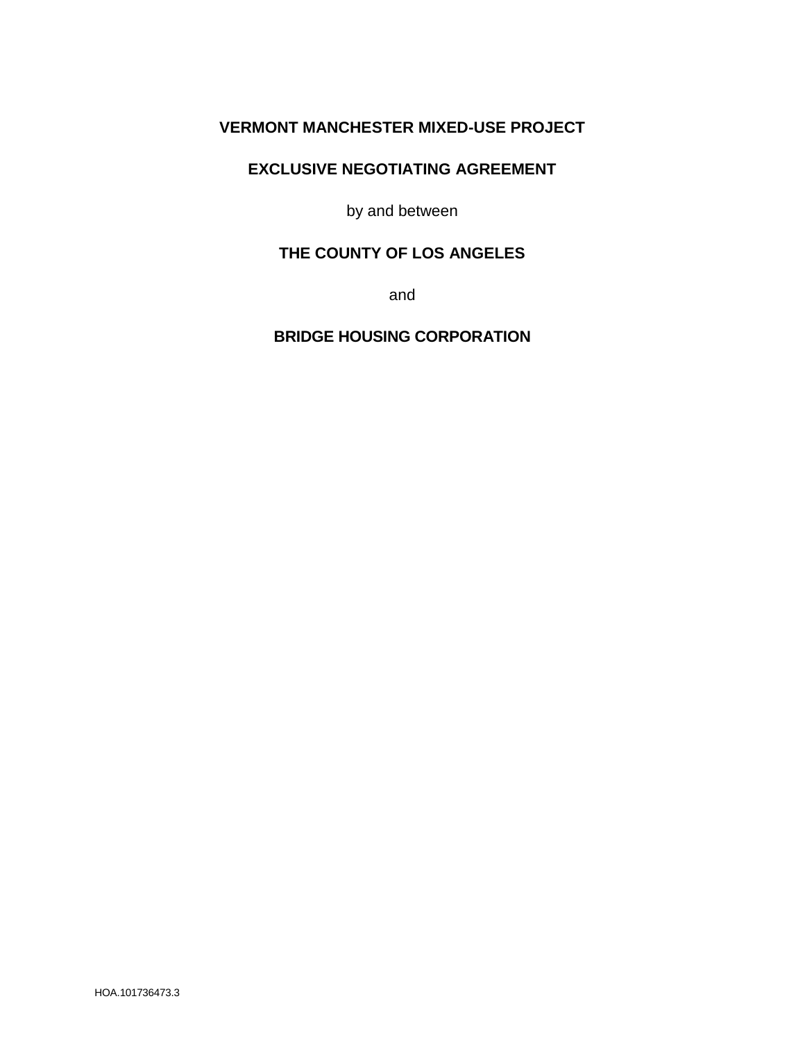# VERMONT MANCHESTER MIXED-USE PROJECT

# EXCLUSIVE NEGOTIATING AGREEMENT

by and between

**THE COUNTY OF LOS ANGELES**

and

**BRIDGE HOUSING CORPORATION**

HOA.101736473.3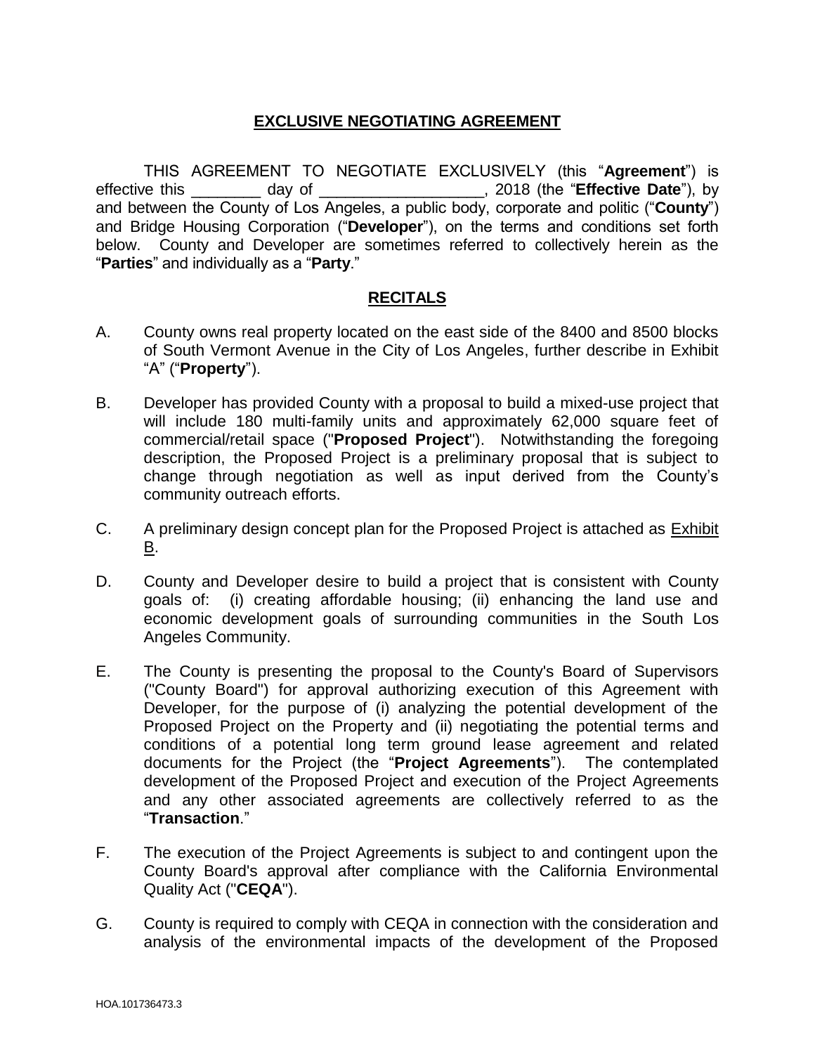## EXCLUSIVE NEGOTIATING AGREEMENT

THIS AGREEMENT TO NEGOTIATE EXCLUSIVELY (this "**Agreement**") is effective this ________ day of ___________________, 2018 (the "**Effective Date**"), by and between the County of Los Angeles, a public body, corporate and politic ("**County**") and Bridge Housing Corporation ("**Developer**"), on the terms and conditions set forth below. County and Developer are sometimes referred to collectively herein as the "**Parties**" and individually as a "**Party**."

## RECITALS

A. County owns real property located on the east side of the 8400 and 8500 blocks of South Vermont Avenue in the City of Los Angeles, further describe in Exhibit "A" ("**Property**").

B. Developer has provided County with a proposal to build a mixed-use project that will include 180 multi-family units and approximately 62,000 square feet of commercial/retail space ("**Proposed Project**"). Notwithstanding the foregoing description, the Proposed Project is a preliminary proposal that is subject to change through negotiation as well as input derived from the County's community outreach efforts.

C. A preliminary design concept plan for the Proposed Project is attached as Exhibit B.

D. County and Developer desire to build a project that is consistent with County goals of: (i) creating affordable housing; (ii) enhancing the land use and economic development goals of surrounding communities in the South Los Angeles Community.

E. The County is presenting the proposal to the County's Board of Supervisors ("County Board") for approval authorizing execution of this Agreement with Developer, for the purpose of (i) analyzing the potential development of the Proposed Project on the Property and (ii) negotiating the potential terms and conditions of a potential long term ground lease agreement and related documents for the Project (the "**Project Agreements**"). The contemplated development of the Proposed Project and execution of the Project Agreements and any other associated agreements are collectively referred to as the "**Transaction**."

F. The execution of the Project Agreements is subject to and contingent upon the County Board's approval after compliance with the California Environmental Quality Act ("**CEQA**").

G. County is required to comply with CEQA in connection with the consideration and analysis of the environmental impacts of the development of the Proposed

HOA.101736473.3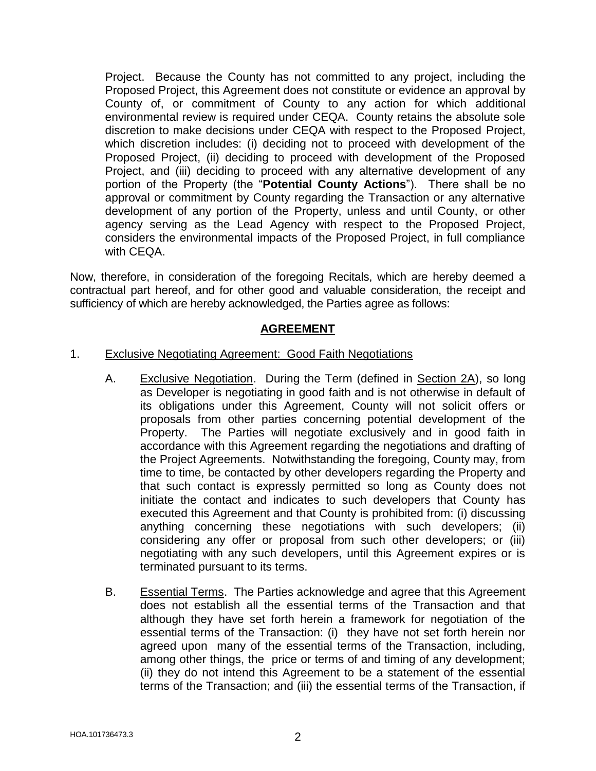Project. Because the County has not committed to any project, including the Proposed Project, this Agreement does not constitute or evidence an approval by County of, or commitment of County to any action for which additional environmental review is required under CEQA. County retains the absolute sole discretion to make decisions under CEQA with respect to the Proposed Project, which discretion includes: (i) deciding not to proceed with development of the Proposed Project, (ii) deciding to proceed with development of the Proposed Project, and (iii) deciding to proceed with any alternative development of any portion of the Property (the "**Potential County Actions**"). There shall be no approval or commitment by County regarding the Transaction or any alternative development of any portion of the Property, unless and until County, or other agency serving as the Lead Agency with respect to the Proposed Project, considers the environmental impacts of the Proposed Project, in full compliance with CEQA.

Now, therefore, in consideration of the foregoing Recitals, which are hereby deemed a contractual part hereof, and for other good and valuable consideration, the receipt and sufficiency of which are hereby acknowledged, the Parties agree as follows:

## AGREEMENT

1. Exclusive Negotiating Agreement: Good Faith Negotiations

   A. Exclusive Negotiation. During the Term (defined in Section 2A), so long as Developer is negotiating in good faith and is not otherwise in default of its obligations under this Agreement, County will not solicit offers or proposals from other parties concerning potential development of the Property. The Parties will negotiate exclusively and in good faith in accordance with this Agreement regarding the negotiations and drafting of the Project Agreements. Notwithstanding the foregoing, County may, from time to time, be contacted by other developers regarding the Property and that such contact is expressly permitted so long as County does not initiate the contact and indicates to such developers that County has executed this Agreement and that County is prohibited from: (i) discussing anything concerning these negotiations with such developers; (ii) considering any offer or proposal from such other developers; or (iii) negotiating with any such developers, until this Agreement expires or is terminated pursuant to its terms.

   B. Essential Terms. The Parties acknowledge and agree that this Agreement does not establish all the essential terms of the Transaction and that although they have set forth herein a framework for negotiation of the essential terms of the Transaction: (i) they have not set forth herein nor agreed upon many of the essential terms of the Transaction, including, among other things, the price or terms of and timing of any development; (ii) they do not intend this Agreement to be a statement of the essential terms of the Transaction; and (iii) the essential terms of the Transaction, if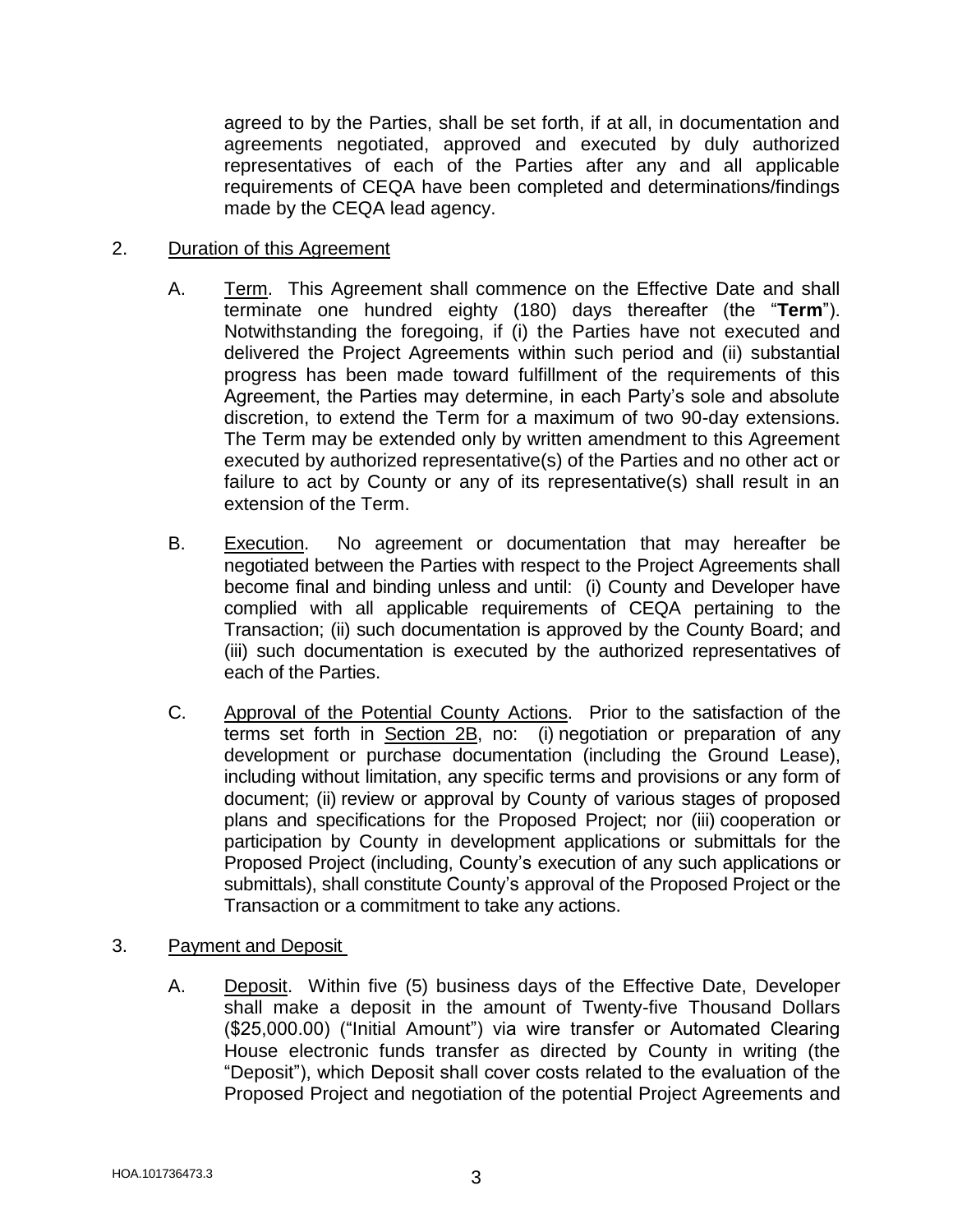agreed to by the Parties, shall be set forth, if at all, in documentation and agreements negotiated, approved and executed by duly authorized representatives of each of the Parties after any and all applicable requirements of CEQA have been completed and determinations/findings made by the CEQA lead agency.

2. Duration of this Agreement

   A. Term. This Agreement shall commence on the Effective Date and shall terminate one hundred eighty (180) days thereafter (the "**Term**"). Notwithstanding the foregoing, if (i) the Parties have not executed and delivered the Project Agreements within such period and (ii) substantial progress has been made toward fulfillment of the requirements of this Agreement, the Parties may determine, in each Party's sole and absolute discretion, to extend the Term for a maximum of two 90-day extensions. The Term may be extended only by written amendment to this Agreement executed by authorized representative(s) of the Parties and no other act or failure to act by County or any of its representative(s) shall result in an extension of the Term.

   B. Execution. No agreement or documentation that may hereafter be negotiated between the Parties with respect to the Project Agreements shall become final and binding unless and until: (i) County and Developer have complied with all applicable requirements of CEQA pertaining to the Transaction; (ii) such documentation is approved by the County Board; and (iii) such documentation is executed by the authorized representatives of each of the Parties.

   C. Approval of the Potential County Actions. Prior to the satisfaction of the terms set forth in Section 2B, no: (i) negotiation or preparation of any development or purchase documentation (including the Ground Lease), including without limitation, any specific terms and provisions or any form of document; (ii) review or approval by County of various stages of proposed plans and specifications for the Proposed Project; nor (iii) cooperation or participation by County in development applications or submittals for the Proposed Project (including, County's execution of any such applications or submittals), shall constitute County's approval of the Proposed Project or the Transaction or a commitment to take any actions.

3. Payment and Deposit

   A. Deposit. Within five (5) business days of the Effective Date, Developer shall make a deposit in the amount of Twenty-five Thousand Dollars ($25,000.00) ("Initial Amount") via wire transfer or Automated Clearing House electronic funds transfer as directed by County in writing (the "Deposit"), which Deposit shall cover costs related to the evaluation of the Proposed Project and negotiation of the potential Project Agreements and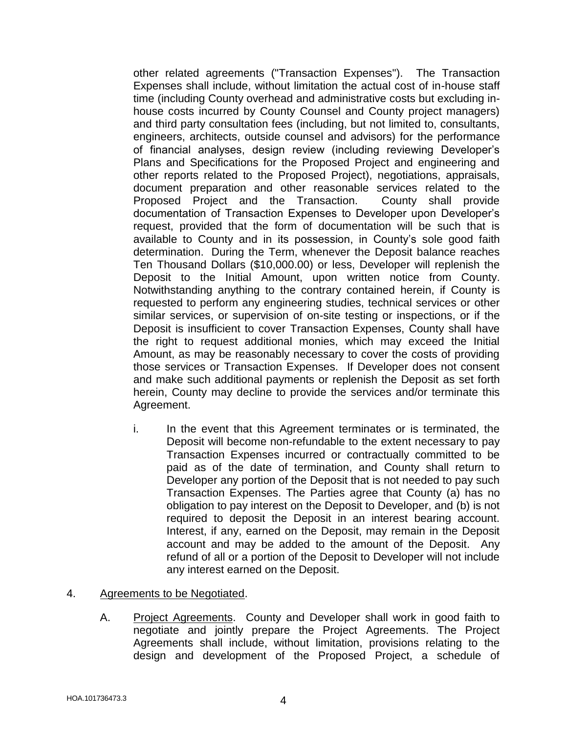other related agreements ("Transaction Expenses"). The Transaction Expenses shall include, without limitation the actual cost of in-house staff time (including County overhead and administrative costs but excluding in-house costs incurred by County Counsel and County project managers) and third party consultation fees (including, but not limited to, consultants, engineers, architects, outside counsel and advisors) for the performance of financial analyses, design review (including reviewing Developer's Plans and Specifications for the Proposed Project and engineering and other reports related to the Proposed Project), negotiations, appraisals, document preparation and other reasonable services related to the Proposed Project and the Transaction. County shall provide documentation of Transaction Expenses to Developer upon Developer's request, provided that the form of documentation will be such that is available to County and in its possession, in County's sole good faith determination. During the Term, whenever the Deposit balance reaches Ten Thousand Dollars ($10,000.00) or less, Developer will replenish the Deposit to the Initial Amount, upon written notice from County. Notwithstanding anything to the contrary contained herein, if County is requested to perform any engineering studies, technical services or other similar services, or supervision of on-site testing or inspections, or if the Deposit is insufficient to cover Transaction Expenses, County shall have the right to request additional monies, which may exceed the Initial Amount, as may be reasonably necessary to cover the costs of providing those services or Transaction Expenses. If Developer does not consent and make such additional payments or replenish the Deposit as set forth herein, County may decline to provide the services and/or terminate this Agreement.

i. In the event that this Agreement terminates or is terminated, the Deposit will become non-refundable to the extent necessary to pay Transaction Expenses incurred or contractually committed to be paid as of the date of termination, and County shall return to Developer any portion of the Deposit that is not needed to pay such Transaction Expenses. The Parties agree that County (a) has no obligation to pay interest on the Deposit to Developer, and (b) is not required to deposit the Deposit in an interest bearing account. Interest, if any, earned on the Deposit, may remain in the Deposit account and may be added to the amount of the Deposit. Any refund of all or a portion of the Deposit to Developer will not include any interest earned on the Deposit.

4. Agreements to be Negotiated.

A. Project Agreements. County and Developer shall work in good faith to negotiate and jointly prepare the Project Agreements. The Project Agreements shall include, without limitation, provisions relating to the design and development of the Proposed Project, a schedule of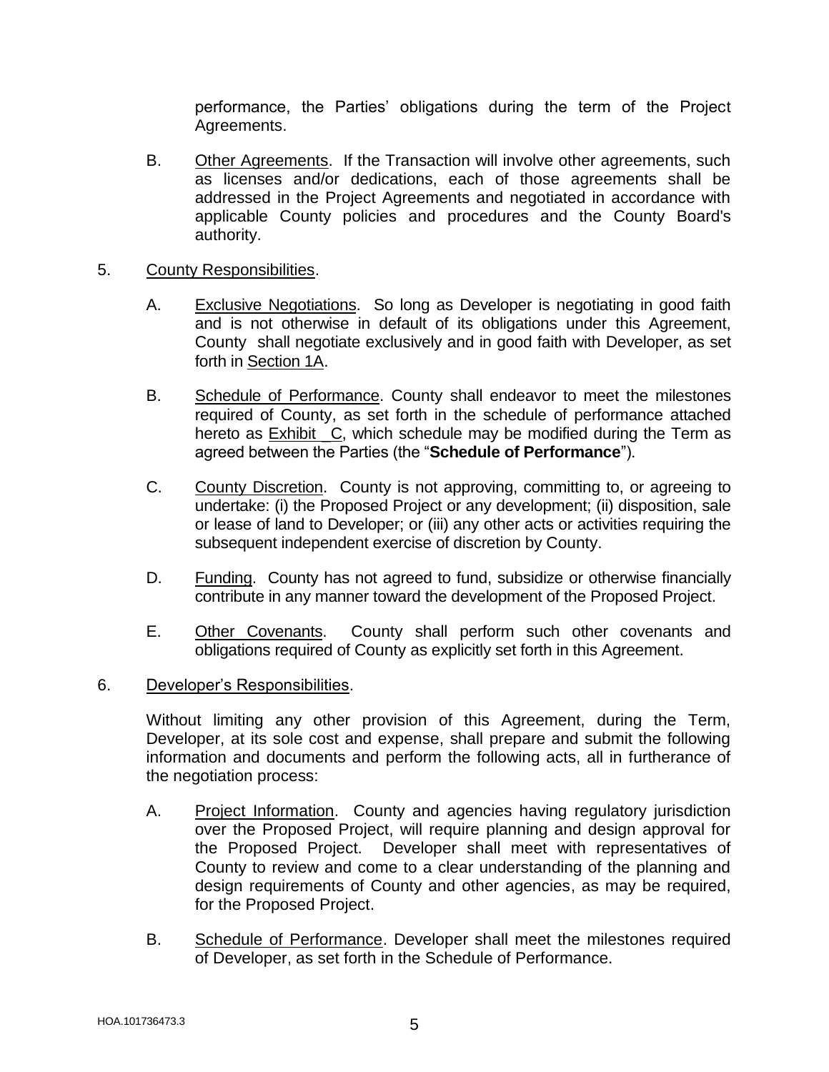performance, the Parties' obligations during the term of the Project Agreements.

B. Other Agreements. If the Transaction will involve other agreements, such as licenses and/or dedications, each of those agreements shall be addressed in the Project Agreements and negotiated in accordance with applicable County policies and procedures and the County Board's authority.

5. County Responsibilities.

A. Exclusive Negotiations. So long as Developer is negotiating in good faith and is not otherwise in default of its obligations under this Agreement, County shall negotiate exclusively and in good faith with Developer, as set forth in Section 1A.

B. Schedule of Performance. County shall endeavor to meet the milestones required of County, as set forth in the schedule of performance attached hereto as Exhibit _C, which schedule may be modified during the Term as agreed between the Parties (the "**Schedule of Performance**").

C. County Discretion. County is not approving, committing to, or agreeing to undertake: (i) the Proposed Project or any development; (ii) disposition, sale or lease of land to Developer; or (iii) any other acts or activities requiring the subsequent independent exercise of discretion by County.

D. Funding. County has not agreed to fund, subsidize or otherwise financially contribute in any manner toward the development of the Proposed Project.

E. Other Covenants. County shall perform such other covenants and obligations required of County as explicitly set forth in this Agreement.

6. Developer's Responsibilities.

Without limiting any other provision of this Agreement, during the Term, Developer, at its sole cost and expense, shall prepare and submit the following information and documents and perform the following acts, all in furtherance of the negotiation process:

A. Project Information. County and agencies having regulatory jurisdiction over the Proposed Project, will require planning and design approval for the Proposed Project. Developer shall meet with representatives of County to review and come to a clear understanding of the planning and design requirements of County and other agencies, as may be required, for the Proposed Project.

B. Schedule of Performance. Developer shall meet the milestones required of Developer, as set forth in the Schedule of Performance.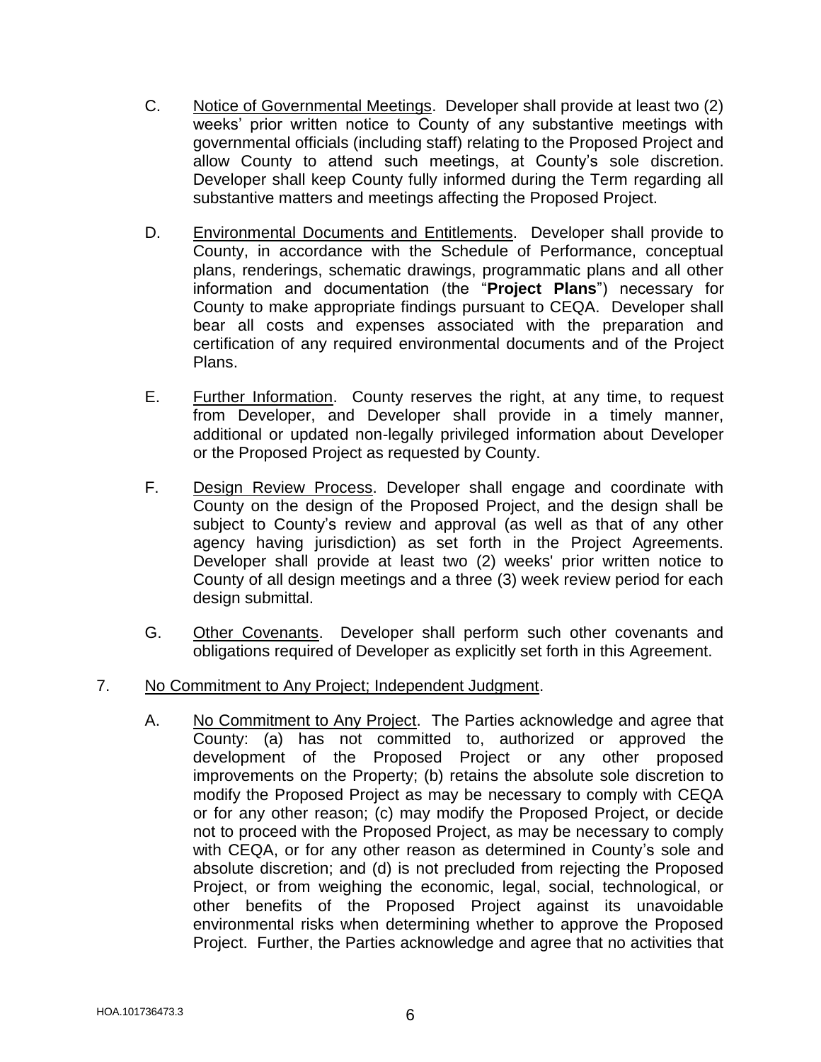C. Notice of Governmental Meetings. Developer shall provide at least two (2) weeks' prior written notice to County of any substantive meetings with governmental officials (including staff) relating to the Proposed Project and allow County to attend such meetings, at County's sole discretion. Developer shall keep County fully informed during the Term regarding all substantive matters and meetings affecting the Proposed Project.

D. Environmental Documents and Entitlements. Developer shall provide to County, in accordance with the Schedule of Performance, conceptual plans, renderings, schematic drawings, programmatic plans and all other information and documentation (the "**Project Plans**") necessary for County to make appropriate findings pursuant to CEQA. Developer shall bear all costs and expenses associated with the preparation and certification of any required environmental documents and of the Project Plans.

E. Further Information. County reserves the right, at any time, to request from Developer, and Developer shall provide in a timely manner, additional or updated non-legally privileged information about Developer or the Proposed Project as requested by County.

F. Design Review Process. Developer shall engage and coordinate with County on the design of the Proposed Project, and the design shall be subject to County's review and approval (as well as that of any other agency having jurisdiction) as set forth in the Project Agreements. Developer shall provide at least two (2) weeks' prior written notice to County of all design meetings and a three (3) week review period for each design submittal.

G. Other Covenants. Developer shall perform such other covenants and obligations required of Developer as explicitly set forth in this Agreement.

7. No Commitment to Any Project; Independent Judgment.

A. No Commitment to Any Project. The Parties acknowledge and agree that County: (a) has not committed to, authorized or approved the development of the Proposed Project or any other proposed improvements on the Property; (b) retains the absolute sole discretion to modify the Proposed Project as may be necessary to comply with CEQA or for any other reason; (c) may modify the Proposed Project, or decide not to proceed with the Proposed Project, as may be necessary to comply with CEQA, or for any other reason as determined in County's sole and absolute discretion; and (d) is not precluded from rejecting the Proposed Project, or from weighing the economic, legal, social, technological, or other benefits of the Proposed Project against its unavoidable environmental risks when determining whether to approve the Proposed Project. Further, the Parties acknowledge and agree that no activities that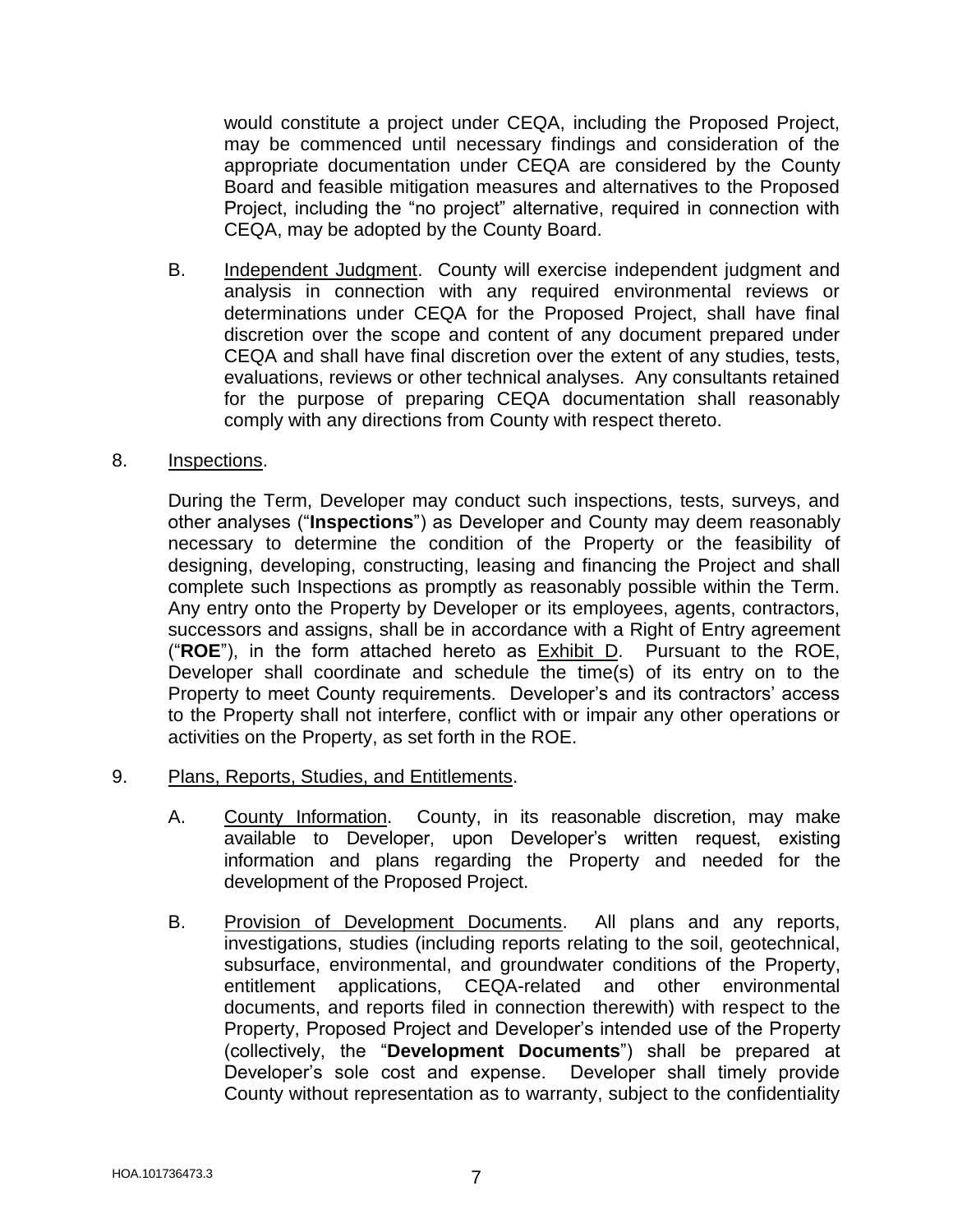would constitute a project under CEQA, including the Proposed Project, may be commenced until necessary findings and consideration of the appropriate documentation under CEQA are considered by the County Board and feasible mitigation measures and alternatives to the Proposed Project, including the "no project" alternative, required in connection with CEQA, may be adopted by the County Board.

B. Independent Judgment. County will exercise independent judgment and analysis in connection with any required environmental reviews or determinations under CEQA for the Proposed Project, shall have final discretion over the scope and content of any document prepared under CEQA and shall have final discretion over the extent of any studies, tests, evaluations, reviews or other technical analyses. Any consultants retained for the purpose of preparing CEQA documentation shall reasonably comply with any directions from County with respect thereto.

8. Inspections.

During the Term, Developer may conduct such inspections, tests, surveys, and other analyses ("**Inspections**") as Developer and County may deem reasonably necessary to determine the condition of the Property or the feasibility of designing, developing, constructing, leasing and financing the Project and shall complete such Inspections as promptly as reasonably possible within the Term. Any entry onto the Property by Developer or its employees, agents, contractors, successors and assigns, shall be in accordance with a Right of Entry agreement ("**ROE**"), in the form attached hereto as Exhibit D. Pursuant to the ROE, Developer shall coordinate and schedule the time(s) of its entry on to the Property to meet County requirements. Developer's and its contractors' access to the Property shall not interfere, conflict with or impair any other operations or activities on the Property, as set forth in the ROE.

9. Plans, Reports, Studies, and Entitlements.

A. County Information. County, in its reasonable discretion, may make available to Developer, upon Developer's written request, existing information and plans regarding the Property and needed for the development of the Proposed Project.

B. Provision of Development Documents. All plans and any reports, investigations, studies (including reports relating to the soil, geotechnical, subsurface, environmental, and groundwater conditions of the Property, entitlement applications, CEQA-related and other environmental documents, and reports filed in connection therewith) with respect to the Property, Proposed Project and Developer's intended use of the Property (collectively, the "**Development Documents**") shall be prepared at Developer's sole cost and expense. Developer shall timely provide County without representation as to warranty, subject to the confidentiality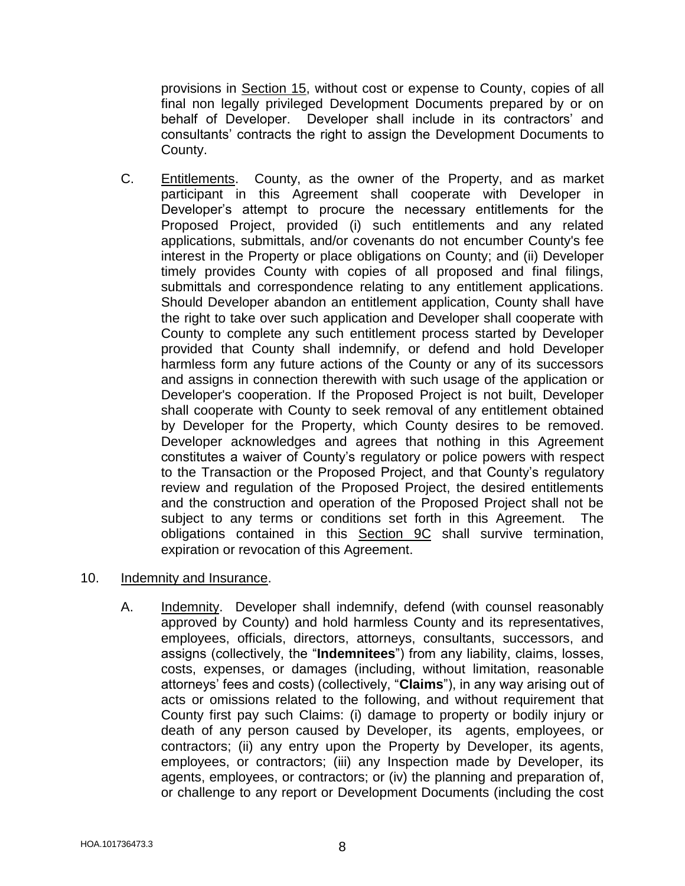provisions in Section 15, without cost or expense to County, copies of all final non legally privileged Development Documents prepared by or on behalf of Developer. Developer shall include in its contractors' and consultants' contracts the right to assign the Development Documents to County.

C. Entitlements. County, as the owner of the Property, and as market participant in this Agreement shall cooperate with Developer in Developer's attempt to procure the necessary entitlements for the Proposed Project, provided (i) such entitlements and any related applications, submittals, and/or covenants do not encumber County's fee interest in the Property or place obligations on County; and (ii) Developer timely provides County with copies of all proposed and final filings, submittals and correspondence relating to any entitlement applications. Should Developer abandon an entitlement application, County shall have the right to take over such application and Developer shall cooperate with County to complete any such entitlement process started by Developer provided that County shall indemnify, or defend and hold Developer harmless form any future actions of the County or any of its successors and assigns in connection therewith with such usage of the application or Developer's cooperation. If the Proposed Project is not built, Developer shall cooperate with County to seek removal of any entitlement obtained by Developer for the Property, which County desires to be removed. Developer acknowledges and agrees that nothing in this Agreement constitutes a waiver of County's regulatory or police powers with respect to the Transaction or the Proposed Project, and that County's regulatory review and regulation of the Proposed Project, the desired entitlements and the construction and operation of the Proposed Project shall not be subject to any terms or conditions set forth in this Agreement. The obligations contained in this Section 9C shall survive termination, expiration or revocation of this Agreement.

10. Indemnity and Insurance.

A. Indemnity. Developer shall indemnify, defend (with counsel reasonably approved by County) and hold harmless County and its representatives, employees, officials, directors, attorneys, consultants, successors, and assigns (collectively, the "**Indemnitees**") from any liability, claims, losses, costs, expenses, or damages (including, without limitation, reasonable attorneys' fees and costs) (collectively, "**Claims**"), in any way arising out of acts or omissions related to the following, and without requirement that County first pay such Claims: (i) damage to property or bodily injury or death of any person caused by Developer, its agents, employees, or contractors; (ii) any entry upon the Property by Developer, its agents, employees, or contractors; (iii) any Inspection made by Developer, its agents, employees, or contractors; or (iv) the planning and preparation of, or challenge to any report or Development Documents (including the cost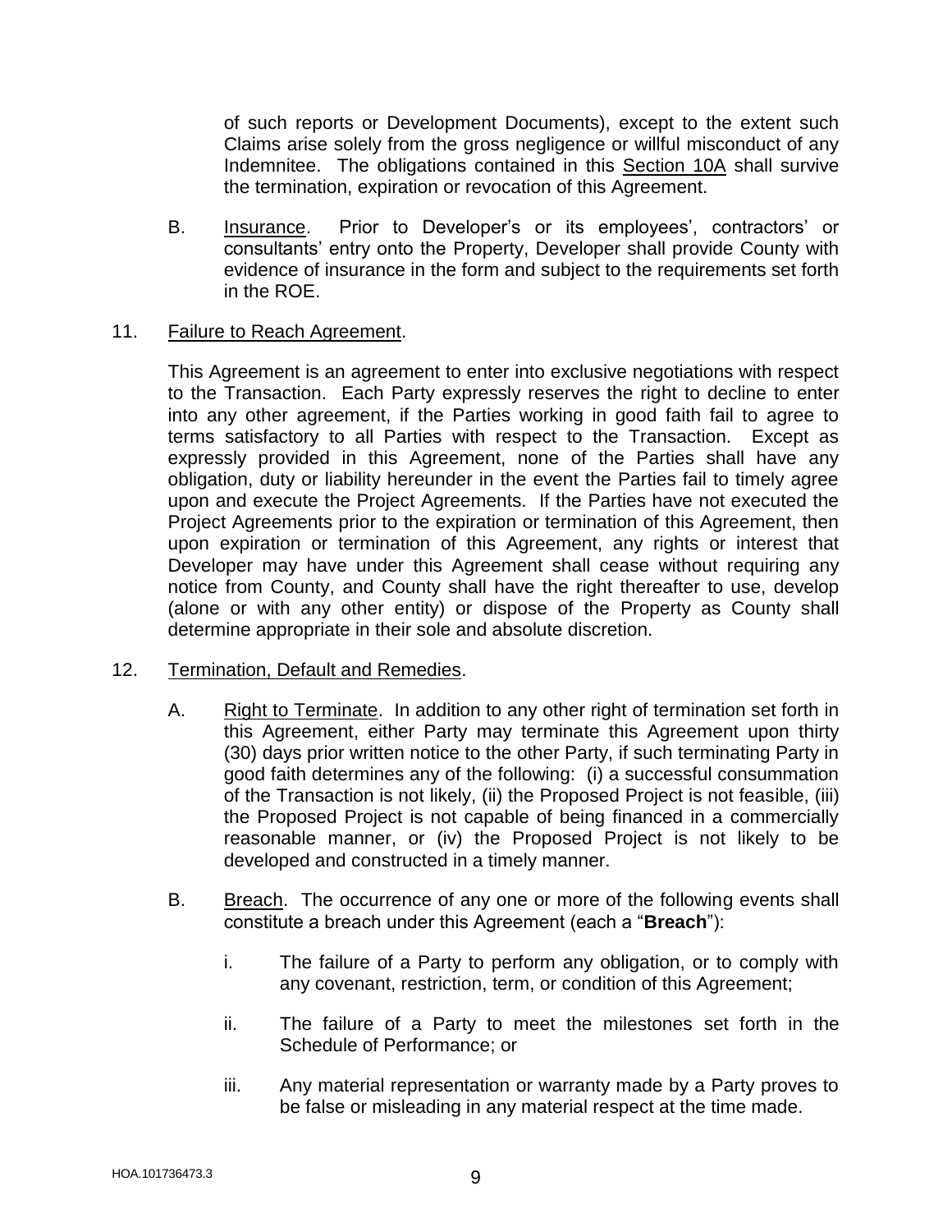of such reports or Development Documents), except to the extent such Claims arise solely from the gross negligence or willful misconduct of any Indemnitee. The obligations contained in this Section 10A shall survive the termination, expiration or revocation of this Agreement.

B. Insurance. Prior to Developer's or its employees', contractors' or consultants' entry onto the Property, Developer shall provide County with evidence of insurance in the form and subject to the requirements set forth in the ROE.

11. Failure to Reach Agreement.

This Agreement is an agreement to enter into exclusive negotiations with respect to the Transaction. Each Party expressly reserves the right to decline to enter into any other agreement, if the Parties working in good faith fail to agree to terms satisfactory to all Parties with respect to the Transaction. Except as expressly provided in this Agreement, none of the Parties shall have any obligation, duty or liability hereunder in the event the Parties fail to timely agree upon and execute the Project Agreements. If the Parties have not executed the Project Agreements prior to the expiration or termination of this Agreement, then upon expiration or termination of this Agreement, any rights or interest that Developer may have under this Agreement shall cease without requiring any notice from County, and County shall have the right thereafter to use, develop (alone or with any other entity) or dispose of the Property as County shall determine appropriate in their sole and absolute discretion.

12. Termination, Default and Remedies.

A. Right to Terminate. In addition to any other right of termination set forth in this Agreement, either Party may terminate this Agreement upon thirty (30) days prior written notice to the other Party, if such terminating Party in good faith determines any of the following: (i) a successful consummation of the Transaction is not likely, (ii) the Proposed Project is not feasible, (iii) the Proposed Project is not capable of being financed in a commercially reasonable manner, or (iv) the Proposed Project is not likely to be developed and constructed in a timely manner.

B. Breach. The occurrence of any one or more of the following events shall constitute a breach under this Agreement (each a "**Breach**"):

i. The failure of a Party to perform any obligation, or to comply with any covenant, restriction, term, or condition of this Agreement;

ii. The failure of a Party to meet the milestones set forth in the Schedule of Performance; or

iii. Any material representation or warranty made by a Party proves to be false or misleading in any material respect at the time made.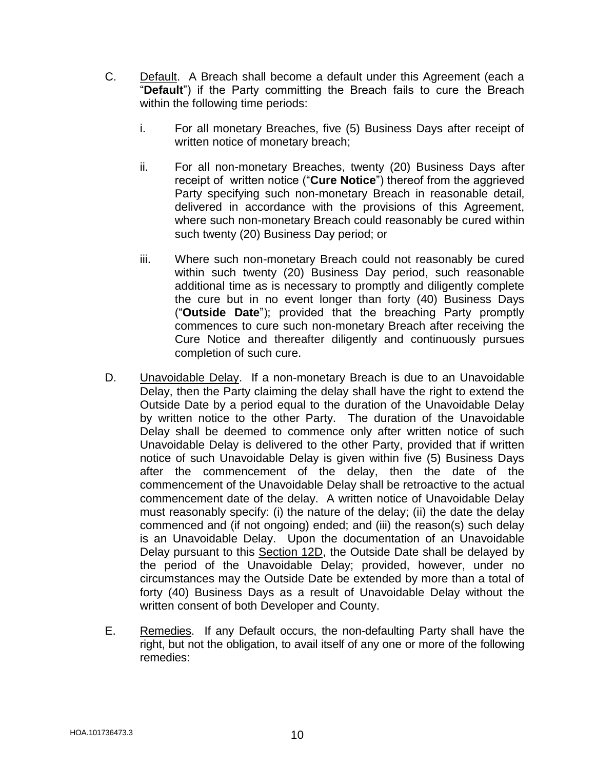C. <u>Default</u>. A Breach shall become a default under this Agreement (each a "**Default**") if the Party committing the Breach fails to cure the Breach within the following time periods:

   i. For all monetary Breaches, five (5) Business Days after receipt of written notice of monetary breach;

   ii. For all non-monetary Breaches, twenty (20) Business Days after receipt of written notice ("**Cure Notice**") thereof from the aggrieved Party specifying such non-monetary Breach in reasonable detail, delivered in accordance with the provisions of this Agreement, where such non-monetary Breach could reasonably be cured within such twenty (20) Business Day period; or

   iii. Where such non-monetary Breach could not reasonably be cured within such twenty (20) Business Day period, such reasonable additional time as is necessary to promptly and diligently complete the cure but in no event longer than forty (40) Business Days ("**Outside Date**"); provided that the breaching Party promptly commences to cure such non-monetary Breach after receiving the Cure Notice and thereafter diligently and continuously pursues completion of such cure.

D. <u>Unavoidable Delay</u>. If a non-monetary Breach is due to an Unavoidable Delay, then the Party claiming the delay shall have the right to extend the Outside Date by a period equal to the duration of the Unavoidable Delay by written notice to the other Party. The duration of the Unavoidable Delay shall be deemed to commence only after written notice of such Unavoidable Delay is delivered to the other Party, provided that if written notice of such Unavoidable Delay is given within five (5) Business Days after the commencement of the delay, then the date of the commencement of the Unavoidable Delay shall be retroactive to the actual commencement date of the delay. A written notice of Unavoidable Delay must reasonably specify: (i) the nature of the delay; (ii) the date the delay commenced and (if not ongoing) ended; and (iii) the reason(s) such delay is an Unavoidable Delay. Upon the documentation of an Unavoidable Delay pursuant to this <u>Section 12D</u>, the Outside Date shall be delayed by the period of the Unavoidable Delay; provided, however, under no circumstances may the Outside Date be extended by more than a total of forty (40) Business Days as a result of Unavoidable Delay without the written consent of both Developer and County.

E. <u>Remedies</u>. If any Default occurs, the non-defaulting Party shall have the right, but not the obligation, to avail itself of any one or more of the following remedies: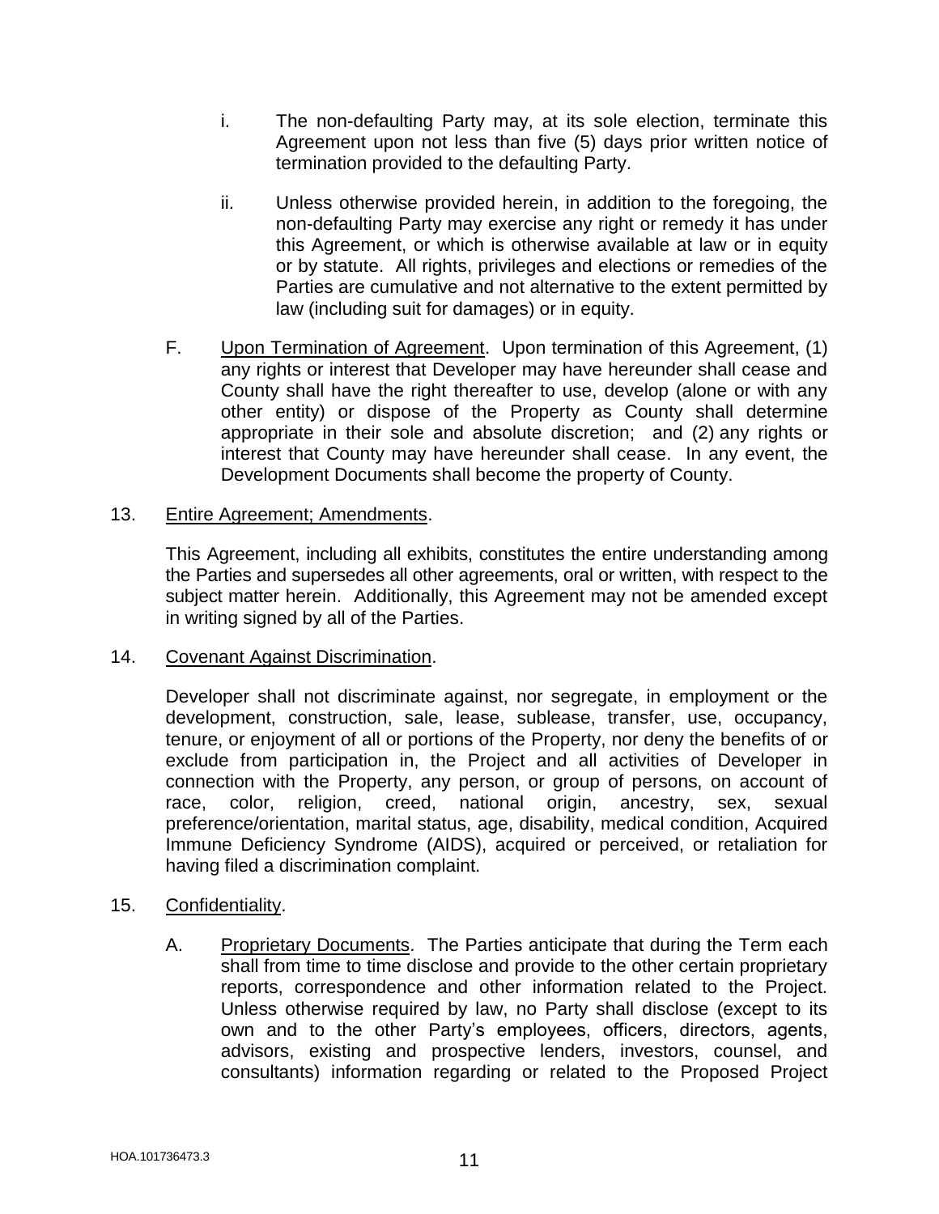i. The non-defaulting Party may, at its sole election, terminate this Agreement upon not less than five (5) days prior written notice of termination provided to the defaulting Party.

ii. Unless otherwise provided herein, in addition to the foregoing, the non-defaulting Party may exercise any right or remedy it has under this Agreement, or which is otherwise available at law or in equity or by statute. All rights, privileges and elections or remedies of the Parties are cumulative and not alternative to the extent permitted by law (including suit for damages) or in equity.

F. Upon Termination of Agreement. Upon termination of this Agreement, (1) any rights or interest that Developer may have hereunder shall cease and County shall have the right thereafter to use, develop (alone or with any other entity) or dispose of the Property as County shall determine appropriate in their sole and absolute discretion; and (2) any rights or interest that County may have hereunder shall cease. In any event, the Development Documents shall become the property of County.

13. Entire Agreement; Amendments.

This Agreement, including all exhibits, constitutes the entire understanding among the Parties and supersedes all other agreements, oral or written, with respect to the subject matter herein. Additionally, this Agreement may not be amended except in writing signed by all of the Parties.

14. Covenant Against Discrimination.

Developer shall not discriminate against, nor segregate, in employment or the development, construction, sale, lease, sublease, transfer, use, occupancy, tenure, or enjoyment of all or portions of the Property, nor deny the benefits of or exclude from participation in, the Project and all activities of Developer in connection with the Property, any person, or group of persons, on account of race, color, religion, creed, national origin, ancestry, sex, sexual preference/orientation, marital status, age, disability, medical condition, Acquired Immune Deficiency Syndrome (AIDS), acquired or perceived, or retaliation for having filed a discrimination complaint.

15. Confidentiality.

A. Proprietary Documents. The Parties anticipate that during the Term each shall from time to time disclose and provide to the other certain proprietary reports, correspondence and other information related to the Project. Unless otherwise required by law, no Party shall disclose (except to its own and to the other Party's employees, officers, directors, agents, advisors, existing and prospective lenders, investors, counsel, and consultants) information regarding or related to the Proposed Project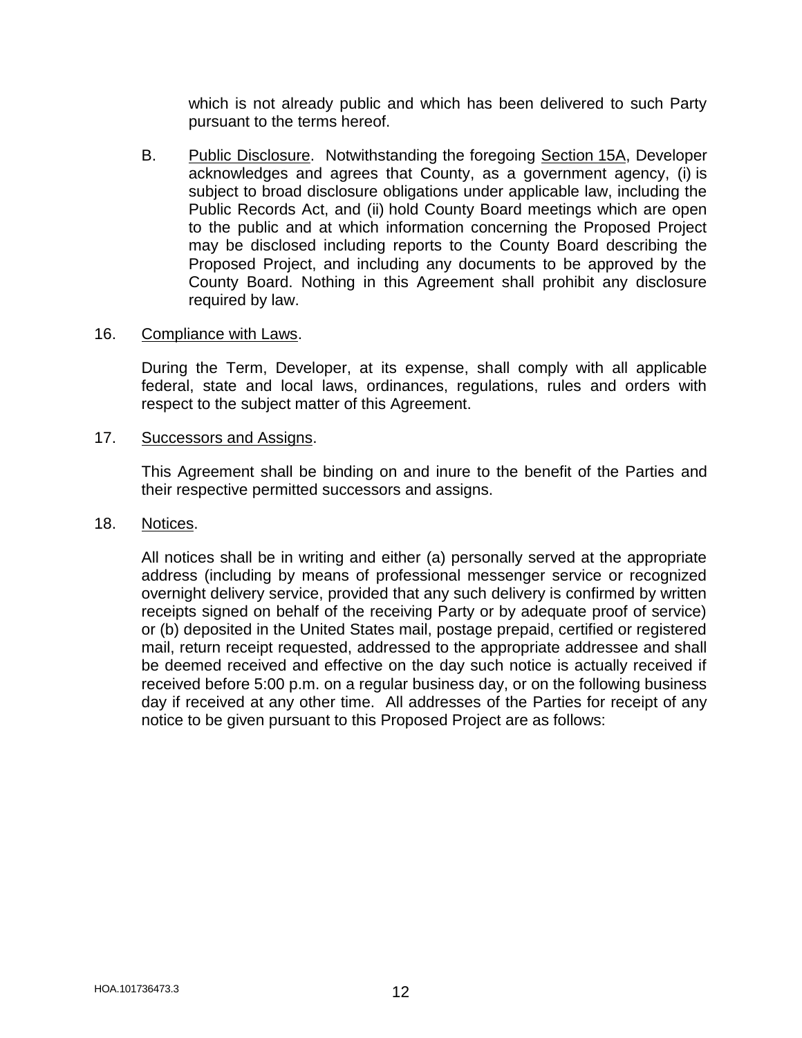which is not already public and which has been delivered to such Party pursuant to the terms hereof.

B. Public Disclosure. Notwithstanding the foregoing Section 15A, Developer acknowledges and agrees that County, as a government agency, (i) is subject to broad disclosure obligations under applicable law, including the Public Records Act, and (ii) hold County Board meetings which are open to the public and at which information concerning the Proposed Project may be disclosed including reports to the County Board describing the Proposed Project, and including any documents to be approved by the County Board. Nothing in this Agreement shall prohibit any disclosure required by law.

16. Compliance with Laws.

During the Term, Developer, at its expense, shall comply with all applicable federal, state and local laws, ordinances, regulations, rules and orders with respect to the subject matter of this Agreement.

17. Successors and Assigns.

This Agreement shall be binding on and inure to the benefit of the Parties and their respective permitted successors and assigns.

18. Notices.

All notices shall be in writing and either (a) personally served at the appropriate address (including by means of professional messenger service or recognized overnight delivery service, provided that any such delivery is confirmed by written receipts signed on behalf of the receiving Party or by adequate proof of service) or (b) deposited in the United States mail, postage prepaid, certified or registered mail, return receipt requested, addressed to the appropriate addressee and shall be deemed received and effective on the day such notice is actually received if received before 5:00 p.m. on a regular business day, or on the following business day if received at any other time. All addresses of the Parties for receipt of any notice to be given pursuant to this Proposed Project are as follows: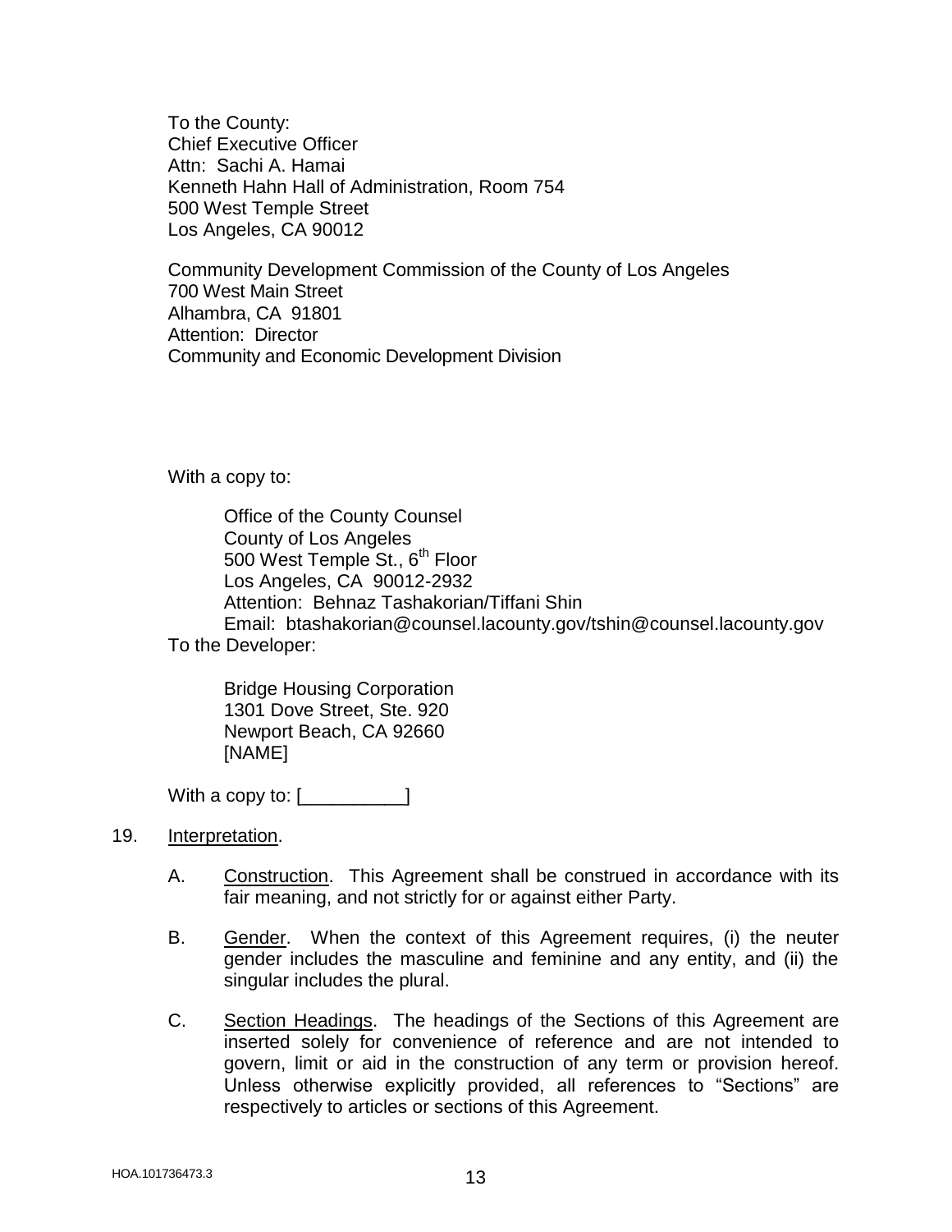To the County:
Chief Executive Officer
Attn: Sachi A. Hamai
Kenneth Hahn Hall of Administration, Room 754
500 West Temple Street
Los Angeles, CA 90012

Community Development Commission of the County of Los Angeles
700 West Main Street
Alhambra, CA 91801
Attention: Director
Community and Economic Development Division

With a copy to:

Office of the County Counsel
County of Los Angeles
500 West Temple St., 6th Floor
Los Angeles, CA 90012-2932
Attention: Behnaz Tashakorian/Tiffani Shin
Email: btashakorian@counsel.lacounty.gov/tshin@counsel.lacounty.gov

To the Developer:

Bridge Housing Corporation
1301 Dove Street, Ste. 920
Newport Beach, CA 92660
[NAME]

With a copy to: [__________]

19. Interpretation.

A. Construction. This Agreement shall be construed in accordance with its fair meaning, and not strictly for or against either Party.

B. Gender. When the context of this Agreement requires, (i) the neuter gender includes the masculine and feminine and any entity, and (ii) the singular includes the plural.

C. Section Headings. The headings of the Sections of this Agreement are inserted solely for convenience of reference and are not intended to govern, limit or aid in the construction of any term or provision hereof. Unless otherwise explicitly provided, all references to "Sections" are respectively to articles or sections of this Agreement.

HOA.101736473.3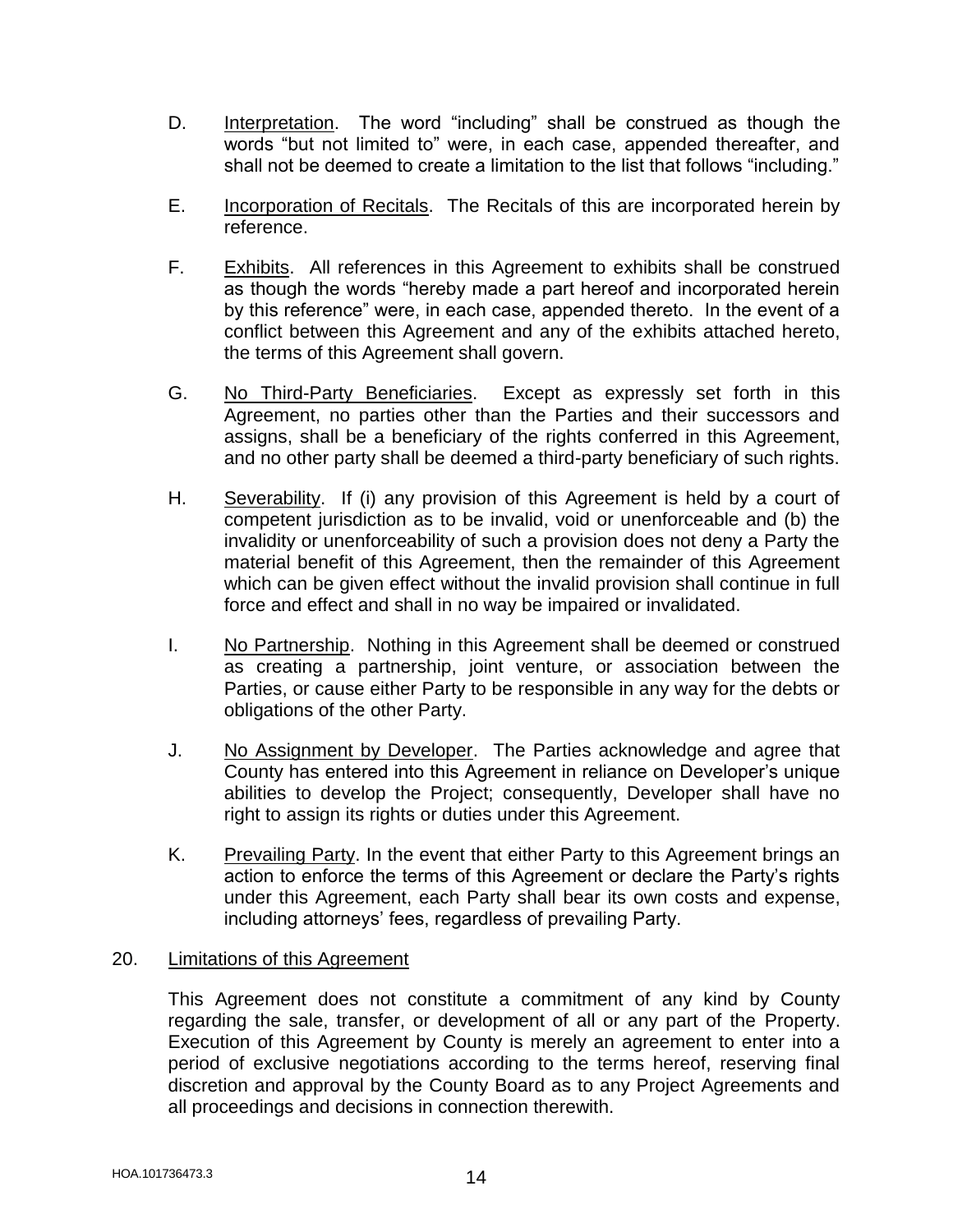D. Interpretation. The word "including" shall be construed as though the words "but not limited to" were, in each case, appended thereafter, and shall not be deemed to create a limitation to the list that follows "including."

E. Incorporation of Recitals. The Recitals of this are incorporated herein by reference.

F. Exhibits. All references in this Agreement to exhibits shall be construed as though the words "hereby made a part hereof and incorporated herein by this reference" were, in each case, appended thereto. In the event of a conflict between this Agreement and any of the exhibits attached hereto, the terms of this Agreement shall govern.

G. No Third-Party Beneficiaries. Except as expressly set forth in this Agreement, no parties other than the Parties and their successors and assigns, shall be a beneficiary of the rights conferred in this Agreement, and no other party shall be deemed a third-party beneficiary of such rights.

H. Severability. If (i) any provision of this Agreement is held by a court of competent jurisdiction as to be invalid, void or unenforceable and (b) the invalidity or unenforceability of such a provision does not deny a Party the material benefit of this Agreement, then the remainder of this Agreement which can be given effect without the invalid provision shall continue in full force and effect and shall in no way be impaired or invalidated.

I. No Partnership. Nothing in this Agreement shall be deemed or construed as creating a partnership, joint venture, or association between the Parties, or cause either Party to be responsible in any way for the debts or obligations of the other Party.

J. No Assignment by Developer. The Parties acknowledge and agree that County has entered into this Agreement in reliance on Developer's unique abilities to develop the Project; consequently, Developer shall have no right to assign its rights or duties under this Agreement.

K. Prevailing Party. In the event that either Party to this Agreement brings an action to enforce the terms of this Agreement or declare the Party's rights under this Agreement, each Party shall bear its own costs and expense, including attorneys' fees, regardless of prevailing Party.

20. Limitations of this Agreement

This Agreement does not constitute a commitment of any kind by County regarding the sale, transfer, or development of all or any part of the Property. Execution of this Agreement by County is merely an agreement to enter into a period of exclusive negotiations according to the terms hereof, reserving final discretion and approval by the County Board as to any Project Agreements and all proceedings and decisions in connection therewith.

HOA.101736473.3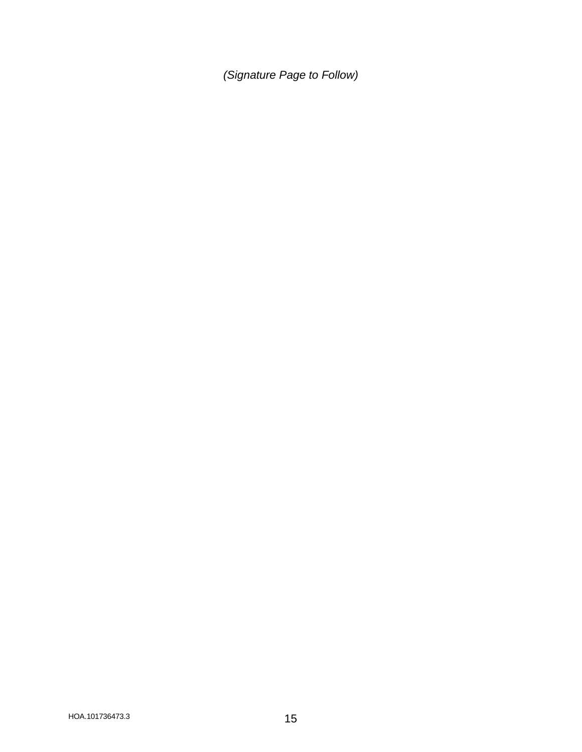*(Signature Page to Follow)*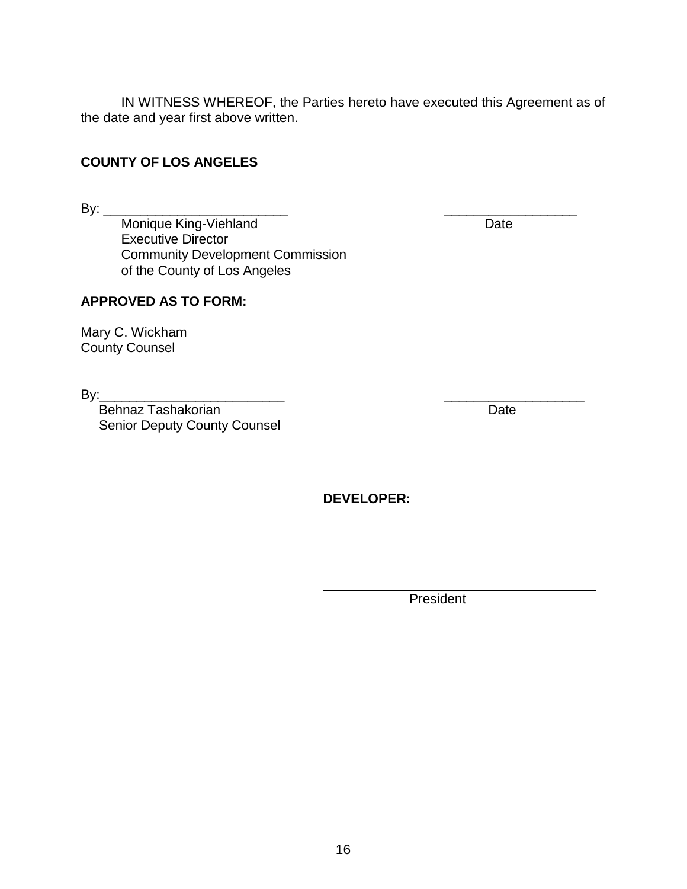IN WITNESS WHEREOF, the Parties hereto have executed this Agreement as of the date and year first above written.

**COUNTY OF LOS ANGELES**

By: \_\_\_\_\_\_\_\_\_\_\_\_\_\_\_\_\_\_\_\_\_\_\_\_\_ \_\_\_\_\_\_\_\_\_\_\_\_\_\_\_\_\_\_

Monique King-Viehland Date
Executive Director
Community Development Commission
of the County of Los Angeles

**APPROVED AS TO FORM:**

Mary C. Wickham
County Counsel

By:\_\_\_\_\_\_\_\_\_\_\_\_\_\_\_\_\_\_\_\_\_\_\_\_\_ \_\_\_\_\_\_\_\_\_\_\_\_\_\_\_\_\_\_\_

Behnaz Tashakorian Date
Senior Deputy County Counsel

**DEVELOPER:**

\_\_\_\_\_\_\_\_\_\_\_\_\_\_\_\_\_\_\_\_\_\_\_\_\_\_\_\_\_\_\_\_\_\_\_\_

President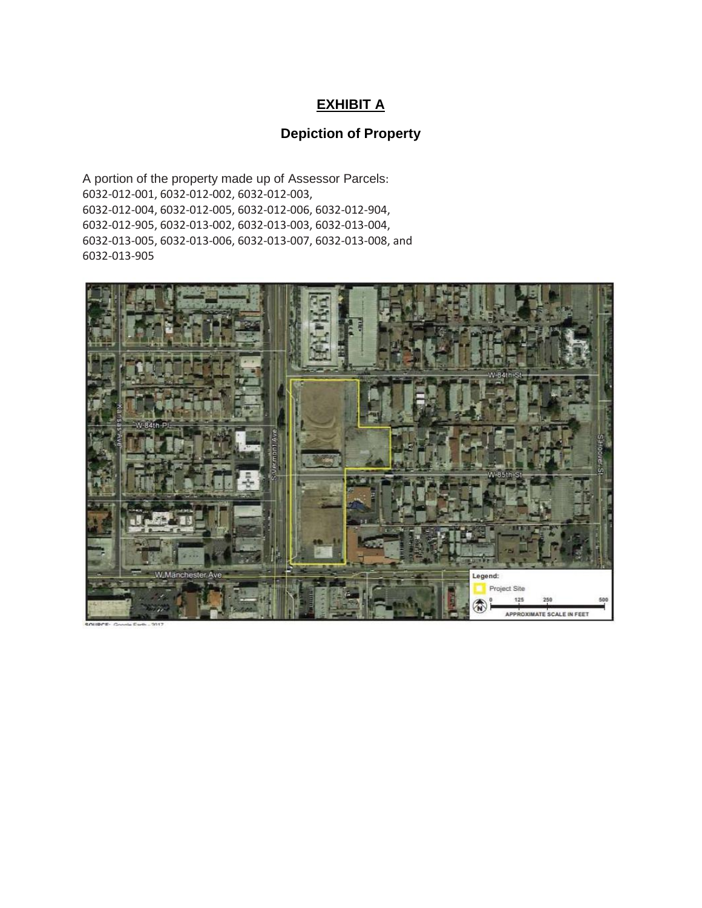## EXHIBIT A

### Depiction of Property

A portion of the property made up of Assessor Parcels:
6032-012-001, 6032-012-002, 6032-012-003,
6032-012-004, 6032-012-005, 6032-012-006, 6032-012-904,
6032-012-905, 6032-013-002, 6032-013-003, 6032-013-004,
6032-013-005, 6032-013-006, 6032-013-007, 6032-013-008, and
6032-013-905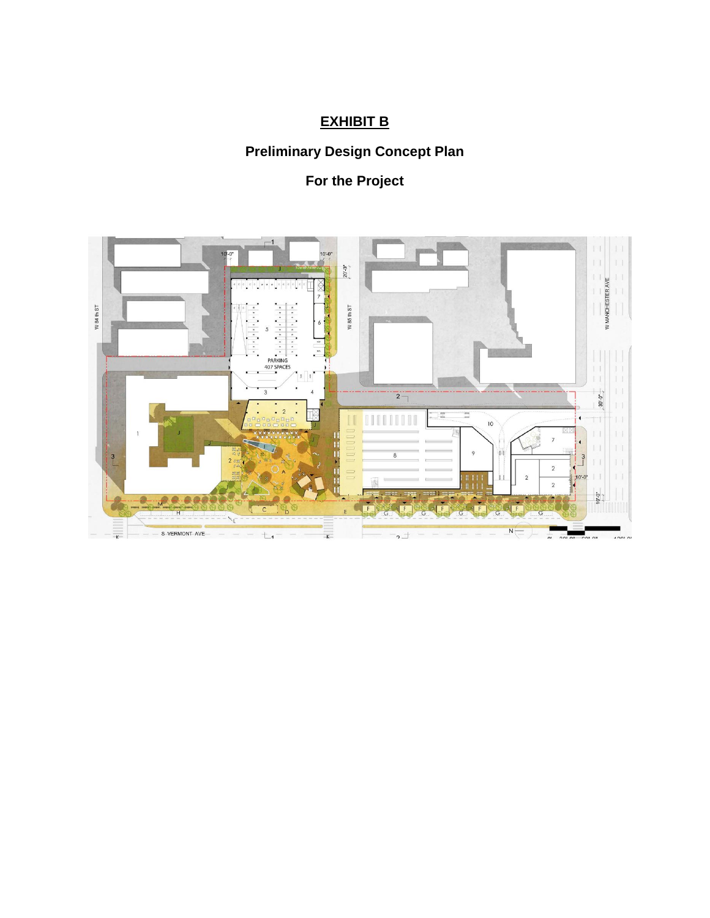# EXHIBIT B

## Preliminary Design Concept Plan

## For the Project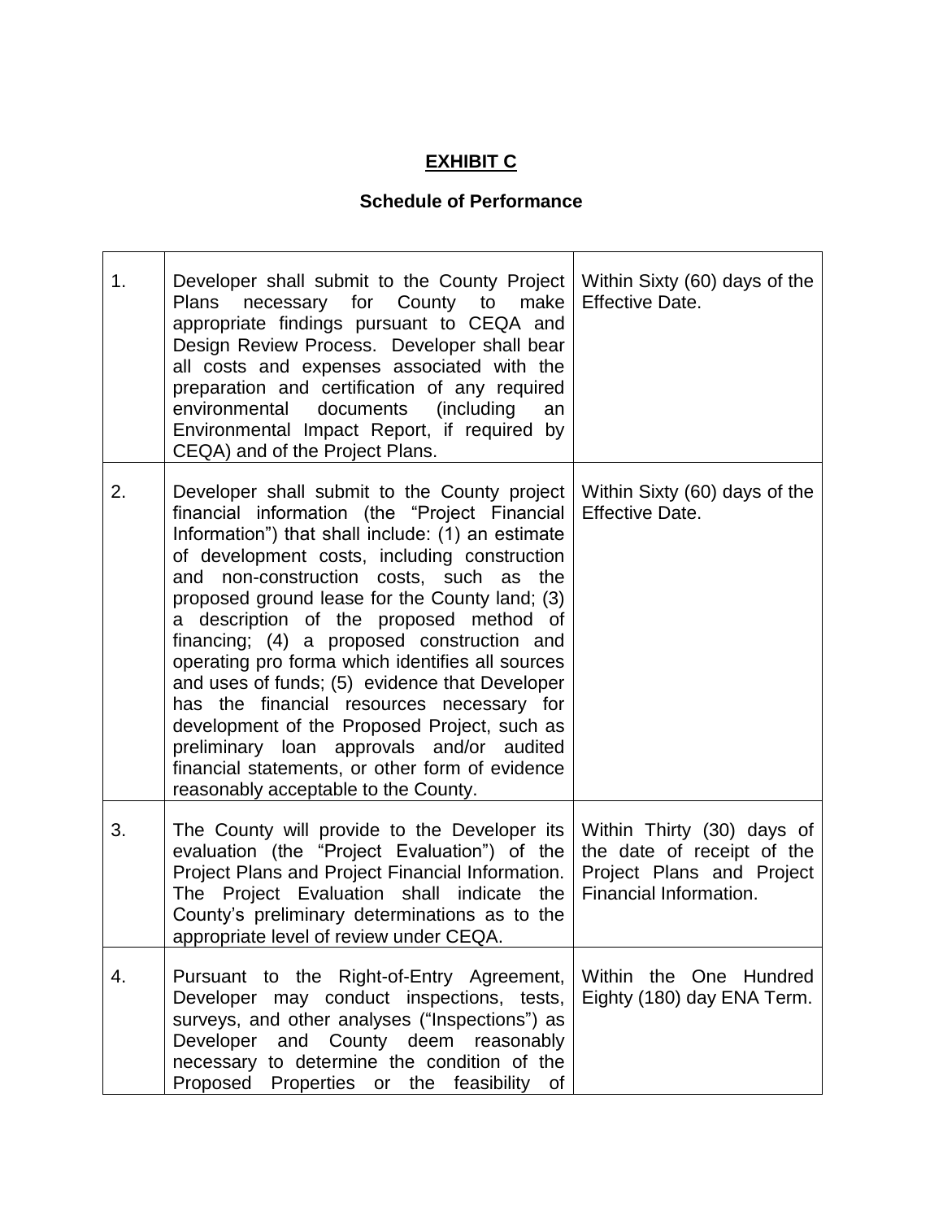# **EXHIBIT C**

## Schedule of Performance

| | | |
|---|---|---|
| 1. | Developer shall submit to the County Project Plans necessary for County to make appropriate findings pursuant to CEQA and Design Review Process. Developer shall bear all costs and expenses associated with the preparation and certification of any required environmental documents (including an Environmental Impact Report, if required by CEQA) and of the Project Plans. | Within Sixty (60) days of the Effective Date. |
| 2. | Developer shall submit to the County project financial information (the "Project Financial Information") that shall include: (1) an estimate of development costs, including construction and non-construction costs, such as the proposed ground lease for the County land; (3) a description of the proposed method of financing; (4) a proposed construction and operating pro forma which identifies all sources and uses of funds; (5) evidence that Developer has the financial resources necessary for development of the Proposed Project, such as preliminary loan approvals and/or audited financial statements, or other form of evidence reasonably acceptable to the County. | Within Sixty (60) days of the Effective Date. |
| 3. | The County will provide to the Developer its evaluation (the "Project Evaluation") of the Project Plans and Project Financial Information. The Project Evaluation shall indicate the County's preliminary determinations as to the appropriate level of review under CEQA. | Within Thirty (30) days of the date of receipt of the Project Plans and Project Financial Information. |
| 4. | Pursuant to the Right-of-Entry Agreement, Developer may conduct inspections, tests, surveys, and other analyses ("Inspections") as Developer and County deem reasonably necessary to determine the condition of the Proposed Properties or the feasibility of | Within the One Hundred Eighty (180) day ENA Term. |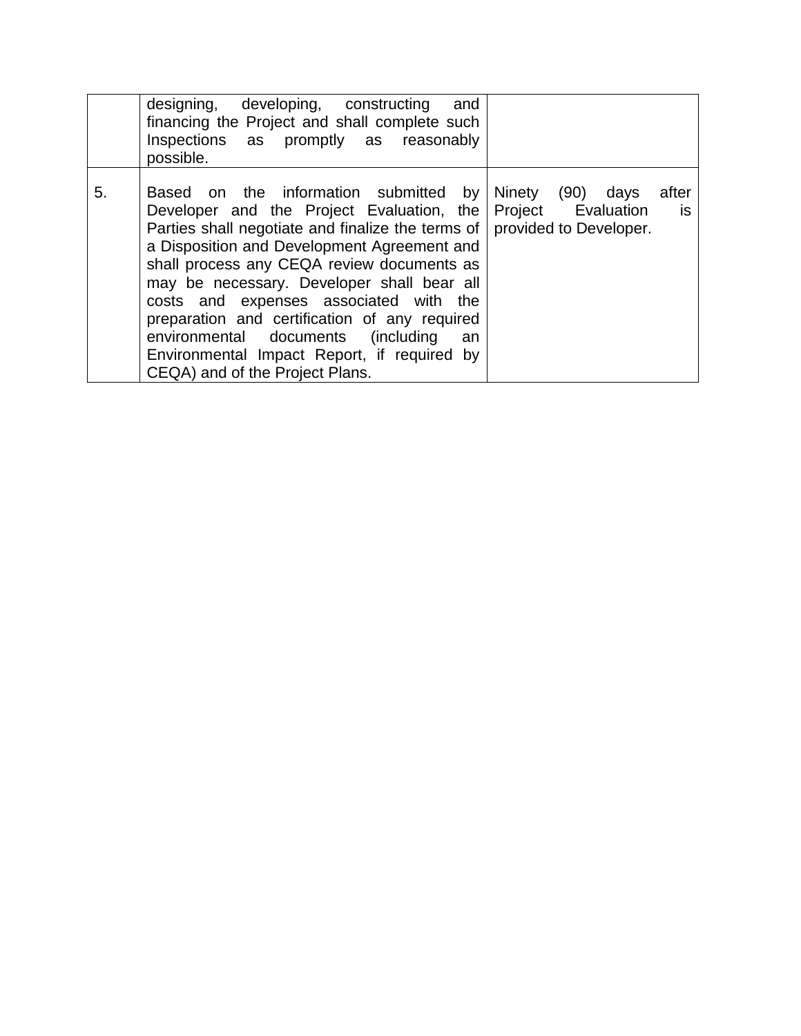| | | |
|---|---|---|
| | designing, developing, constructing and financing the Project and shall complete such Inspections as promptly as reasonably possible. | |
| 5. | Based on the information submitted by Developer and the Project Evaluation, the Parties shall negotiate and finalize the terms of a Disposition and Development Agreement and shall process any CEQA review documents as may be necessary. Developer shall bear all costs and expenses associated with the preparation and certification of any required environmental documents (including an Environmental Impact Report, if required by CEQA) and of the Project Plans. | Ninety (90) days after Project Evaluation is provided to Developer. |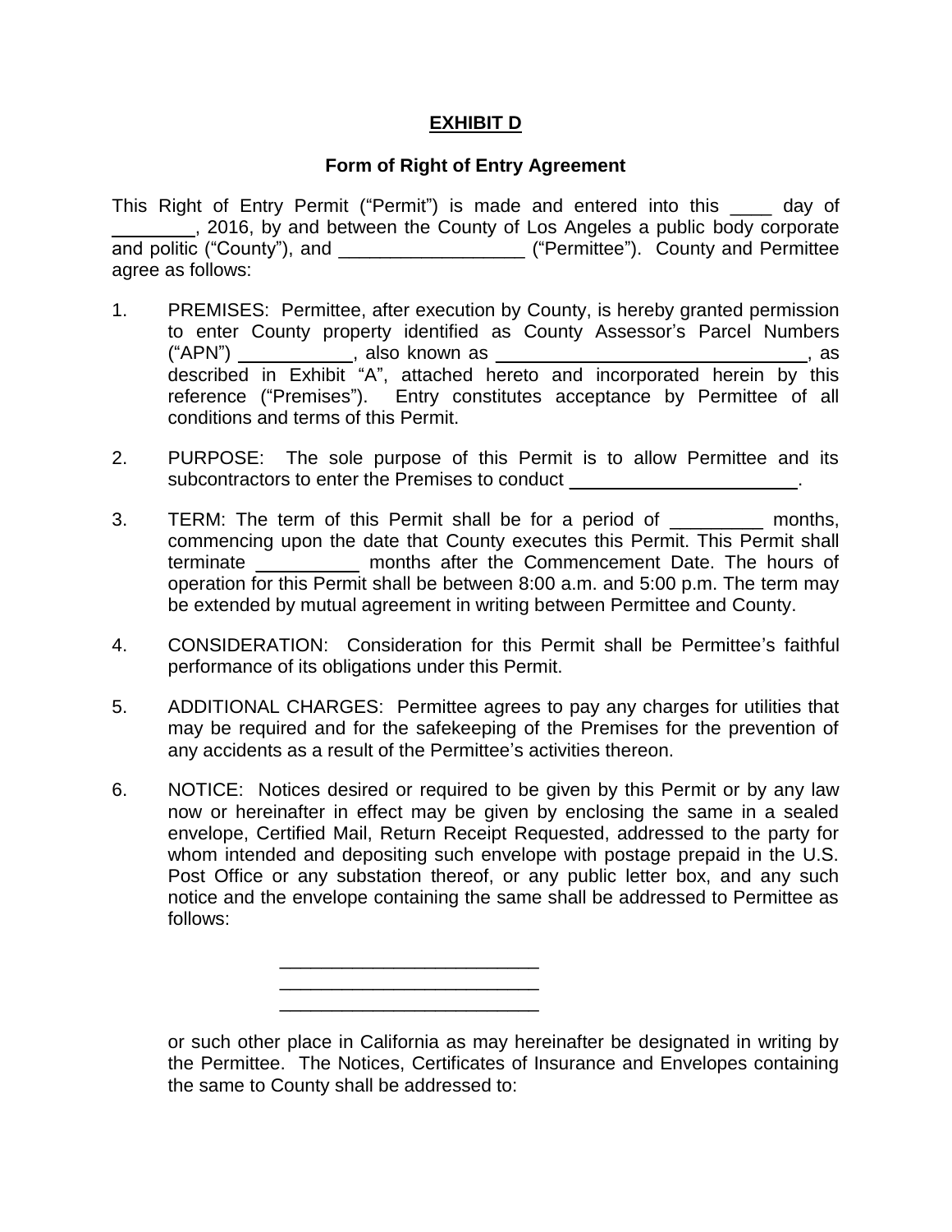**EXHIBIT D**

**Form of Right of Entry Agreement**

This Right of Entry Permit ("Permit") is made and entered into this ____ day of ________, 2016, by and between the County of Los Angeles a public body corporate and politic ("County"), and __________________ ("Permittee"). County and Permittee agree as follows:

1. PREMISES: Permittee, after execution by County, is hereby granted permission to enter County property identified as County Assessor's Parcel Numbers ("APN") ___________, also known as ________________________________, as described in Exhibit "A", attached hereto and incorporated herein by this reference ("Premises"). Entry constitutes acceptance by Permittee of all conditions and terms of this Permit.

2. PURPOSE: The sole purpose of this Permit is to allow Permittee and its subcontractors to enter the Premises to conduct _______________________.

3. TERM: The term of this Permit shall be for a period of _________ months, commencing upon the date that County executes this Permit. This Permit shall terminate __________ months after the Commencement Date. The hours of operation for this Permit shall be between 8:00 a.m. and 5:00 p.m. The term may be extended by mutual agreement in writing between Permittee and County.

4. CONSIDERATION: Consideration for this Permit shall be Permittee's faithful performance of its obligations under this Permit.

5. ADDITIONAL CHARGES: Permittee agrees to pay any charges for utilities that may be required and for the safekeeping of the Premises for the prevention of any accidents as a result of the Permittee's activities thereon.

6. NOTICE: Notices desired or required to be given by this Permit or by any law now or hereinafter in effect may be given by enclosing the same in a sealed envelope, Certified Mail, Return Receipt Requested, addressed to the party for whom intended and depositing such envelope with postage prepaid in the U.S. Post Office or any substation thereof, or any public letter box, and any such notice and the envelope containing the same shall be addressed to Permittee as follows:

   __________________________
   __________________________
   __________________________

   or such other place in California as may hereinafter be designated in writing by the Permittee. The Notices, Certificates of Insurance and Envelopes containing the same to County shall be addressed to: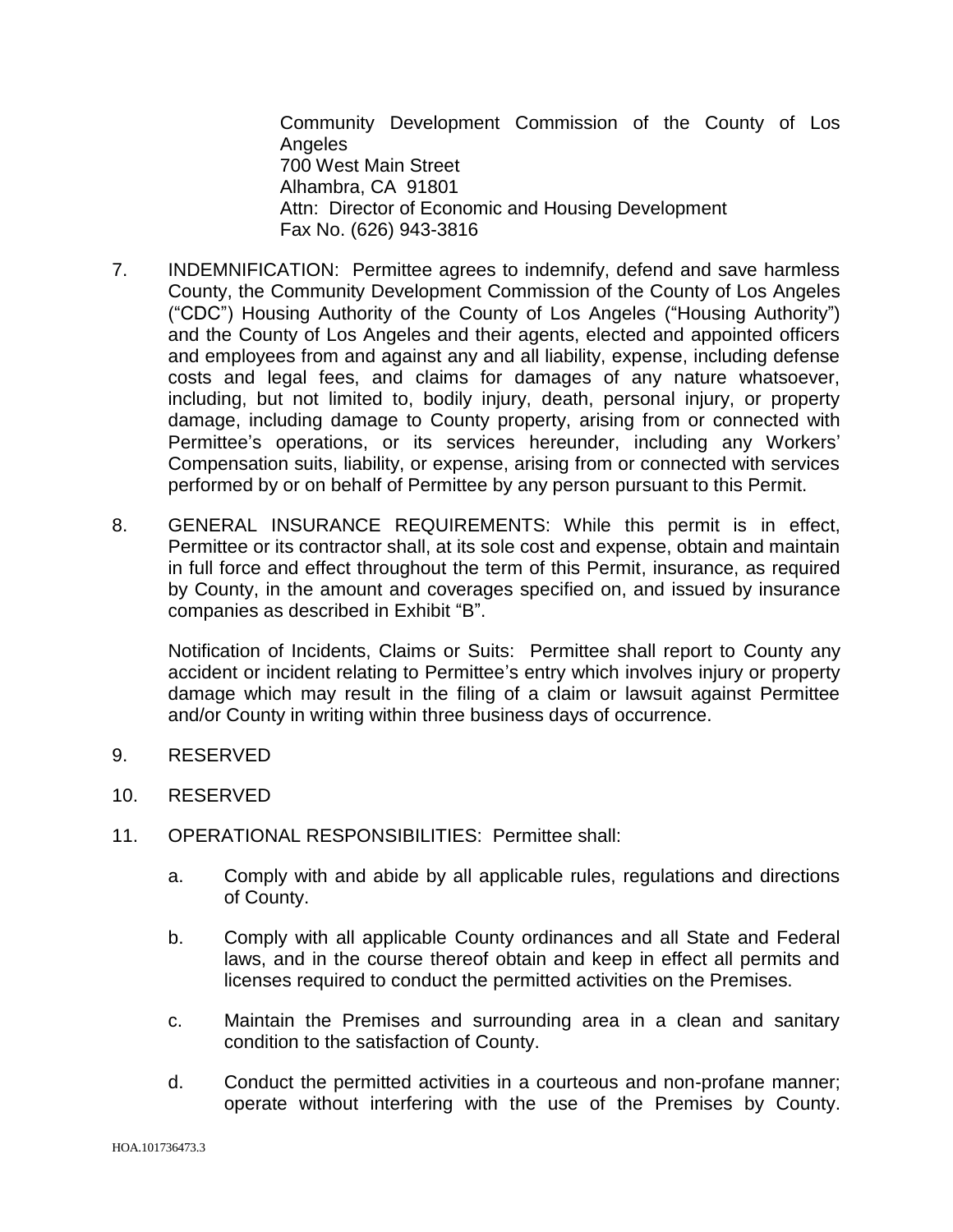Community Development Commission of the County of Los Angeles
700 West Main Street
Alhambra, CA 91801
Attn: Director of Economic and Housing Development
Fax No. (626) 943-3816

7. INDEMNIFICATION: Permittee agrees to indemnify, defend and save harmless County, the Community Development Commission of the County of Los Angeles ("CDC") Housing Authority of the County of Los Angeles ("Housing Authority") and the County of Los Angeles and their agents, elected and appointed officers and employees from and against any and all liability, expense, including defense costs and legal fees, and claims for damages of any nature whatsoever, including, but not limited to, bodily injury, death, personal injury, or property damage, including damage to County property, arising from or connected with Permittee's operations, or its services hereunder, including any Workers' Compensation suits, liability, or expense, arising from or connected with services performed by or on behalf of Permittee by any person pursuant to this Permit.

8. GENERAL INSURANCE REQUIREMENTS: While this permit is in effect, Permittee or its contractor shall, at its sole cost and expense, obtain and maintain in full force and effect throughout the term of this Permit, insurance, as required by County, in the amount and coverages specified on, and issued by insurance companies as described in Exhibit "B".

   Notification of Incidents, Claims or Suits: Permittee shall report to County any accident or incident relating to Permittee's entry which involves injury or property damage which may result in the filing of a claim or lawsuit against Permittee and/or County in writing within three business days of occurrence.

9. RESERVED

10. RESERVED

11. OPERATIONAL RESPONSIBILITIES: Permittee shall:

    a. Comply with and abide by all applicable rules, regulations and directions of County.

    b. Comply with all applicable County ordinances and all State and Federal laws, and in the course thereof obtain and keep in effect all permits and licenses required to conduct the permitted activities on the Premises.

    c. Maintain the Premises and surrounding area in a clean and sanitary condition to the satisfaction of County.

    d. Conduct the permitted activities in a courteous and non-profane manner; operate without interfering with the use of the Premises by County.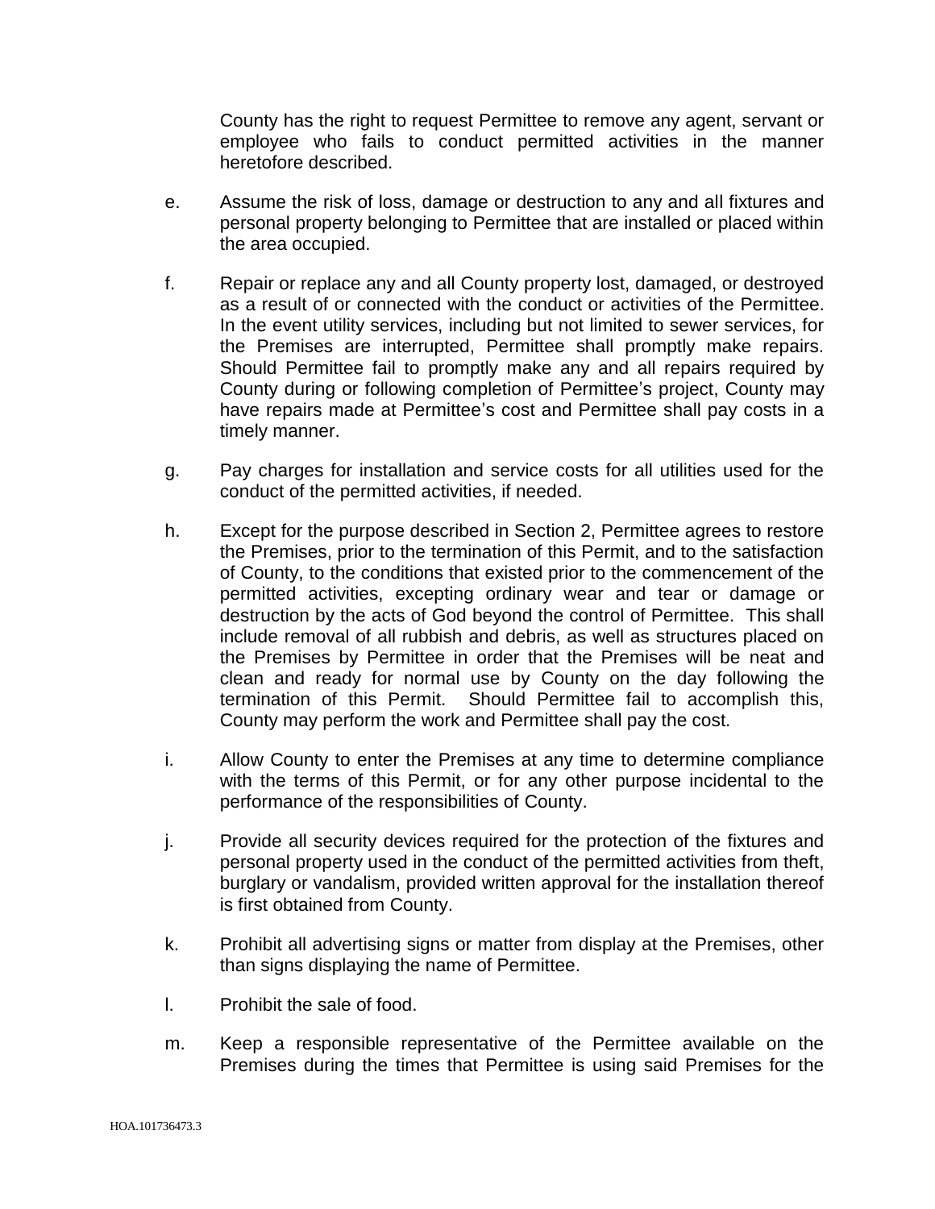County has the right to request Permittee to remove any agent, servant or employee who fails to conduct permitted activities in the manner heretofore described.

e. Assume the risk of loss, damage or destruction to any and all fixtures and personal property belonging to Permittee that are installed or placed within the area occupied.

f. Repair or replace any and all County property lost, damaged, or destroyed as a result of or connected with the conduct or activities of the Permittee. In the event utility services, including but not limited to sewer services, for the Premises are interrupted, Permittee shall promptly make repairs. Should Permittee fail to promptly make any and all repairs required by County during or following completion of Permittee's project, County may have repairs made at Permittee's cost and Permittee shall pay costs in a timely manner.

g. Pay charges for installation and service costs for all utilities used for the conduct of the permitted activities, if needed.

h. Except for the purpose described in Section 2, Permittee agrees to restore the Premises, prior to the termination of this Permit, and to the satisfaction of County, to the conditions that existed prior to the commencement of the permitted activities, excepting ordinary wear and tear or damage or destruction by the acts of God beyond the control of Permittee. This shall include removal of all rubbish and debris, as well as structures placed on the Premises by Permittee in order that the Premises will be neat and clean and ready for normal use by County on the day following the termination of this Permit. Should Permittee fail to accomplish this, County may perform the work and Permittee shall pay the cost.

i. Allow County to enter the Premises at any time to determine compliance with the terms of this Permit, or for any other purpose incidental to the performance of the responsibilities of County.

j. Provide all security devices required for the protection of the fixtures and personal property used in the conduct of the permitted activities from theft, burglary or vandalism, provided written approval for the installation thereof is first obtained from County.

k. Prohibit all advertising signs or matter from display at the Premises, other than signs displaying the name of Permittee.

l. Prohibit the sale of food.

m. Keep a responsible representative of the Permittee available on the Premises during the times that Permittee is using said Premises for the

HOA.101736473.3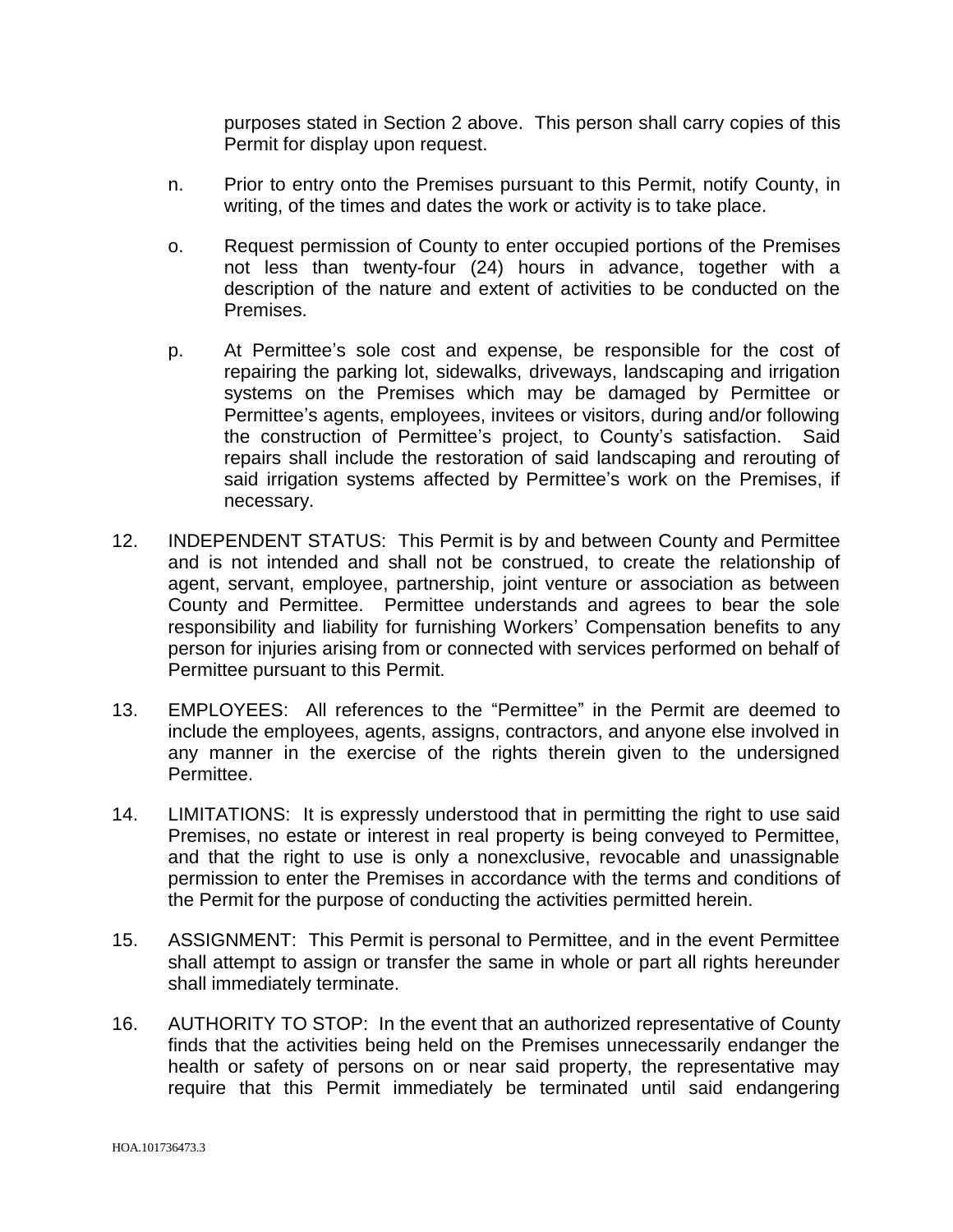purposes stated in Section 2 above. This person shall carry copies of this Permit for display upon request.

n. Prior to entry onto the Premises pursuant to this Permit, notify County, in writing, of the times and dates the work or activity is to take place.

o. Request permission of County to enter occupied portions of the Premises not less than twenty-four (24) hours in advance, together with a description of the nature and extent of activities to be conducted on the Premises.

p. At Permittee's sole cost and expense, be responsible for the cost of repairing the parking lot, sidewalks, driveways, landscaping and irrigation systems on the Premises which may be damaged by Permittee or Permittee's agents, employees, invitees or visitors, during and/or following the construction of Permittee's project, to County's satisfaction. Said repairs shall include the restoration of said landscaping and rerouting of said irrigation systems affected by Permittee's work on the Premises, if necessary.

12. INDEPENDENT STATUS: This Permit is by and between County and Permittee and is not intended and shall not be construed, to create the relationship of agent, servant, employee, partnership, joint venture or association as between County and Permittee. Permittee understands and agrees to bear the sole responsibility and liability for furnishing Workers' Compensation benefits to any person for injuries arising from or connected with services performed on behalf of Permittee pursuant to this Permit.

13. EMPLOYEES: All references to the "Permittee" in the Permit are deemed to include the employees, agents, assigns, contractors, and anyone else involved in any manner in the exercise of the rights therein given to the undersigned Permittee.

14. LIMITATIONS: It is expressly understood that in permitting the right to use said Premises, no estate or interest in real property is being conveyed to Permittee, and that the right to use is only a nonexclusive, revocable and unassignable permission to enter the Premises in accordance with the terms and conditions of the Permit for the purpose of conducting the activities permitted herein.

15. ASSIGNMENT: This Permit is personal to Permittee, and in the event Permittee shall attempt to assign or transfer the same in whole or part all rights hereunder shall immediately terminate.

16. AUTHORITY TO STOP: In the event that an authorized representative of County finds that the activities being held on the Premises unnecessarily endanger the health or safety of persons on or near said property, the representative may require that this Permit immediately be terminated until said endangering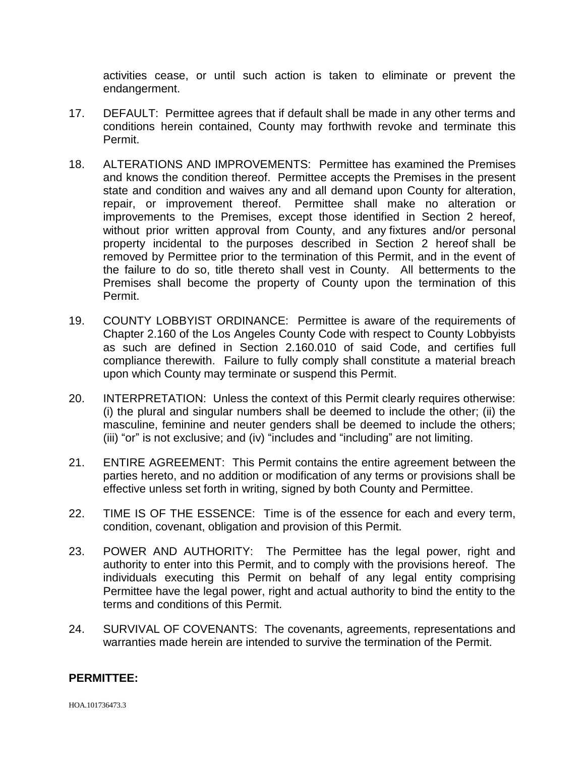activities cease, or until such action is taken to eliminate or prevent the endangerment.

17. DEFAULT: Permittee agrees that if default shall be made in any other terms and conditions herein contained, County may forthwith revoke and terminate this Permit.

18. ALTERATIONS AND IMPROVEMENTS: Permittee has examined the Premises and knows the condition thereof. Permittee accepts the Premises in the present state and condition and waives any and all demand upon County for alteration, repair, or improvement thereof. Permittee shall make no alteration or improvements to the Premises, except those identified in Section 2 hereof, without prior written approval from County, and any fixtures and/or personal property incidental to the purposes described in Section 2 hereof shall be removed by Permittee prior to the termination of this Permit, and in the event of the failure to do so, title thereto shall vest in County. All betterments to the Premises shall become the property of County upon the termination of this Permit.

19. COUNTY LOBBYIST ORDINANCE: Permittee is aware of the requirements of Chapter 2.160 of the Los Angeles County Code with respect to County Lobbyists as such are defined in Section 2.160.010 of said Code, and certifies full compliance therewith. Failure to fully comply shall constitute a material breach upon which County may terminate or suspend this Permit.

20. INTERPRETATION: Unless the context of this Permit clearly requires otherwise: (i) the plural and singular numbers shall be deemed to include the other; (ii) the masculine, feminine and neuter genders shall be deemed to include the others; (iii) "or" is not exclusive; and (iv) "includes and "including" are not limiting.

21. ENTIRE AGREEMENT: This Permit contains the entire agreement between the parties hereto, and no addition or modification of any terms or provisions shall be effective unless set forth in writing, signed by both County and Permittee.

22. TIME IS OF THE ESSENCE: Time is of the essence for each and every term, condition, covenant, obligation and provision of this Permit.

23. POWER AND AUTHORITY: The Permittee has the legal power, right and authority to enter into this Permit, and to comply with the provisions hereof. The individuals executing this Permit on behalf of any legal entity comprising Permittee have the legal power, right and actual authority to bind the entity to the terms and conditions of this Permit.

24. SURVIVAL OF COVENANTS: The covenants, agreements, representations and warranties made herein are intended to survive the termination of the Permit.

**PERMITTEE:**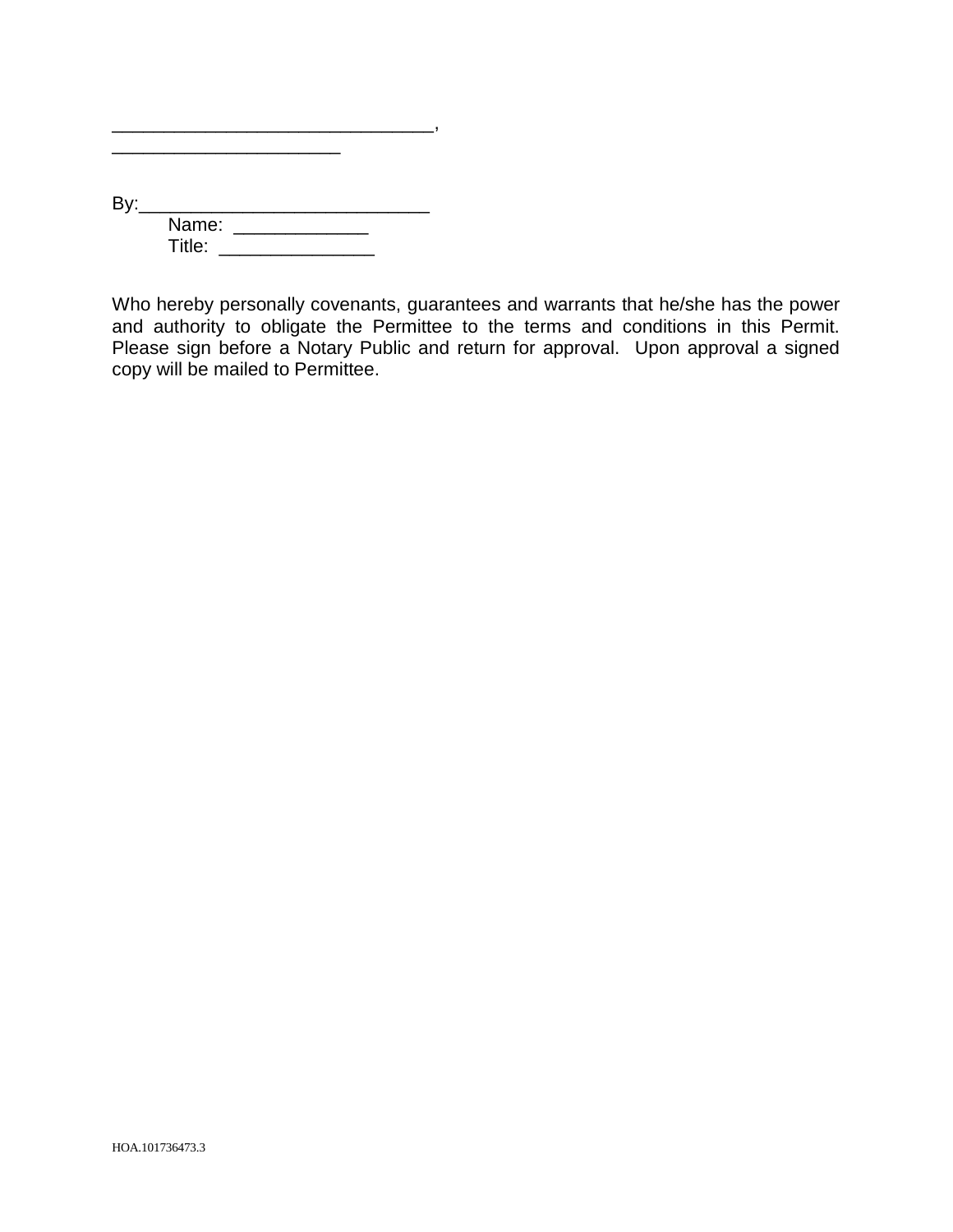_______________________________,
______________________

By:____________________________
Name: _____________
Title: _______________

Who hereby personally covenants, guarantees and warrants that he/she has the power and authority to obligate the Permittee to the terms and conditions in this Permit. Please sign before a Notary Public and return for approval. Upon approval a signed copy will be mailed to Permittee.

HOA.101736473.3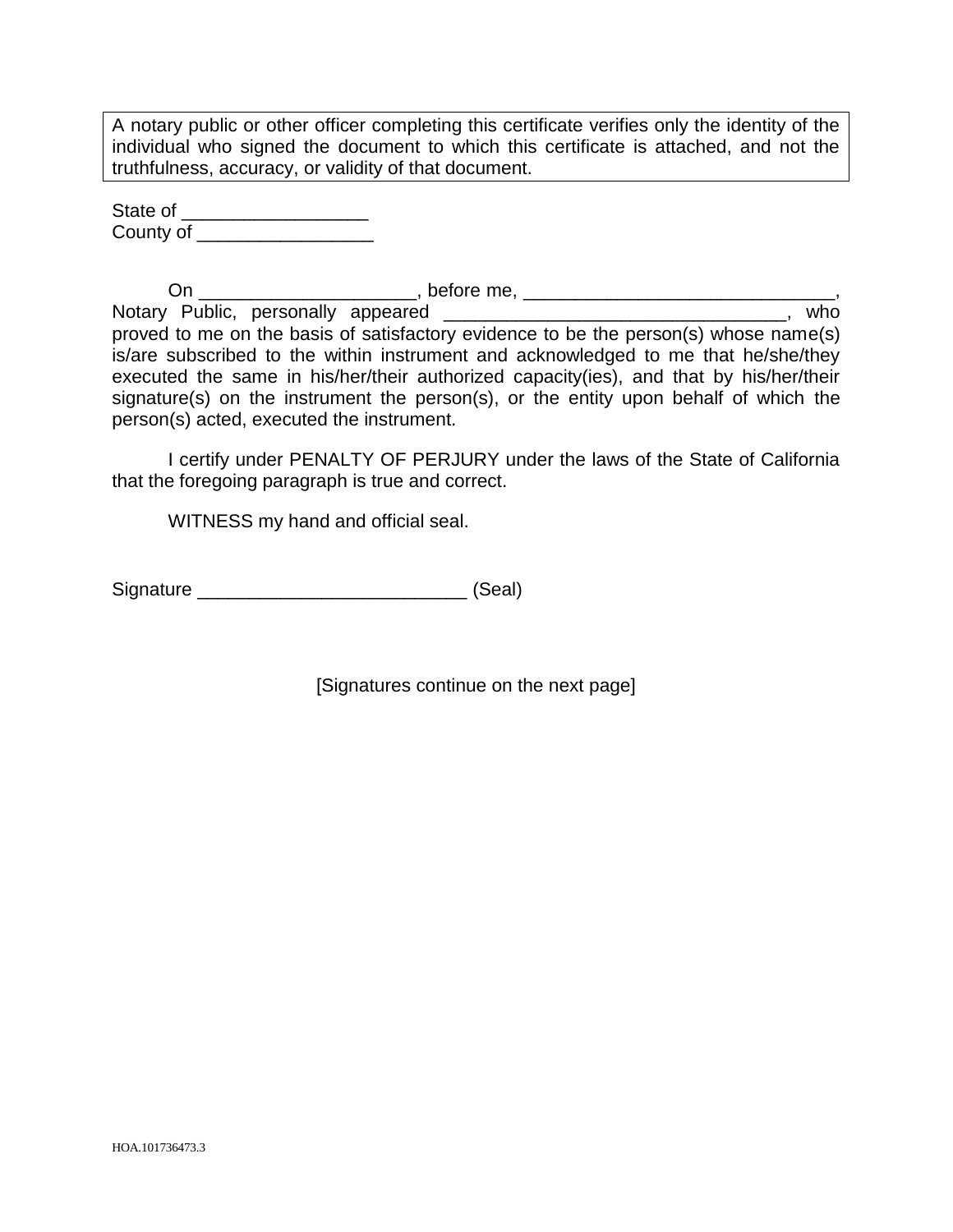A notary public or other officer completing this certificate verifies only the identity of the individual who signed the document to which this certificate is attached, and not the truthfulness, accuracy, or validity of that document.

State of __________________
County of _________________

On _____________________, before me, ______________________________, Notary Public, personally appeared _________________________________, who proved to me on the basis of satisfactory evidence to be the person(s) whose name(s) is/are subscribed to the within instrument and acknowledged to me that he/she/they executed the same in his/her/their authorized capacity(ies), and that by his/her/their signature(s) on the instrument the person(s), or the entity upon behalf of which the person(s) acted, executed the instrument.

I certify under PENALTY OF PERJURY under the laws of the State of California that the foregoing paragraph is true and correct.

WITNESS my hand and official seal.

Signature __________________________ (Seal)

[Signatures continue on the next page]

HOA.101736473.3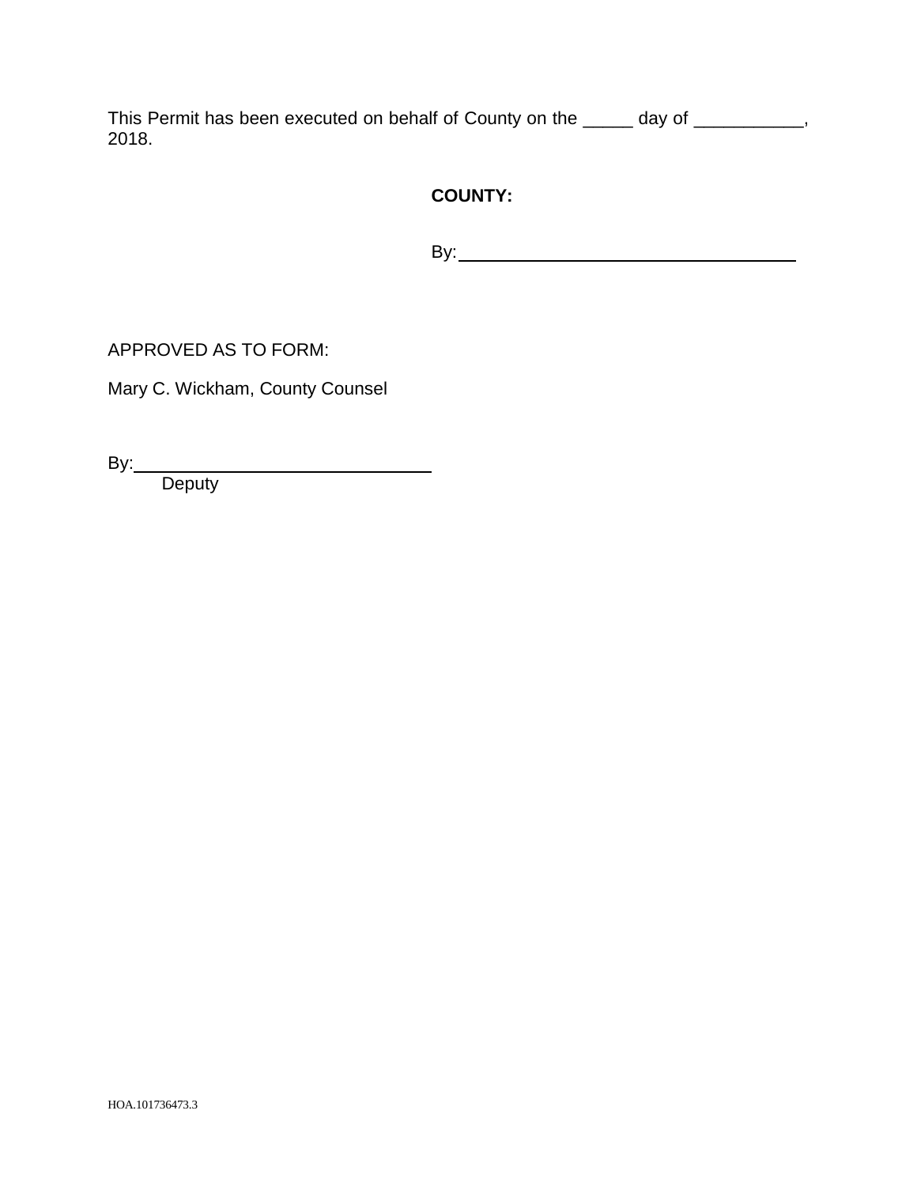This Permit has been executed on behalf of County on the _____ day of ___________, 2018.

**COUNTY:**

By: ___________________________________

APPROVED AS TO FORM:

Mary C. Wickham, County Counsel

By: ______________________________
Deputy

HOA.101736473.3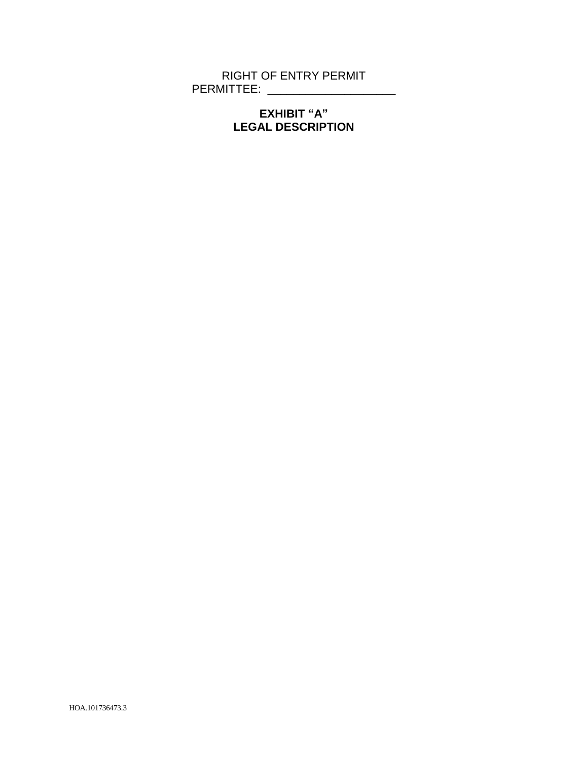RIGHT OF ENTRY PERMIT
PERMITTEE: ____________________

**EXHIBIT "A"**
**LEGAL DESCRIPTION**

HOA.101736473.3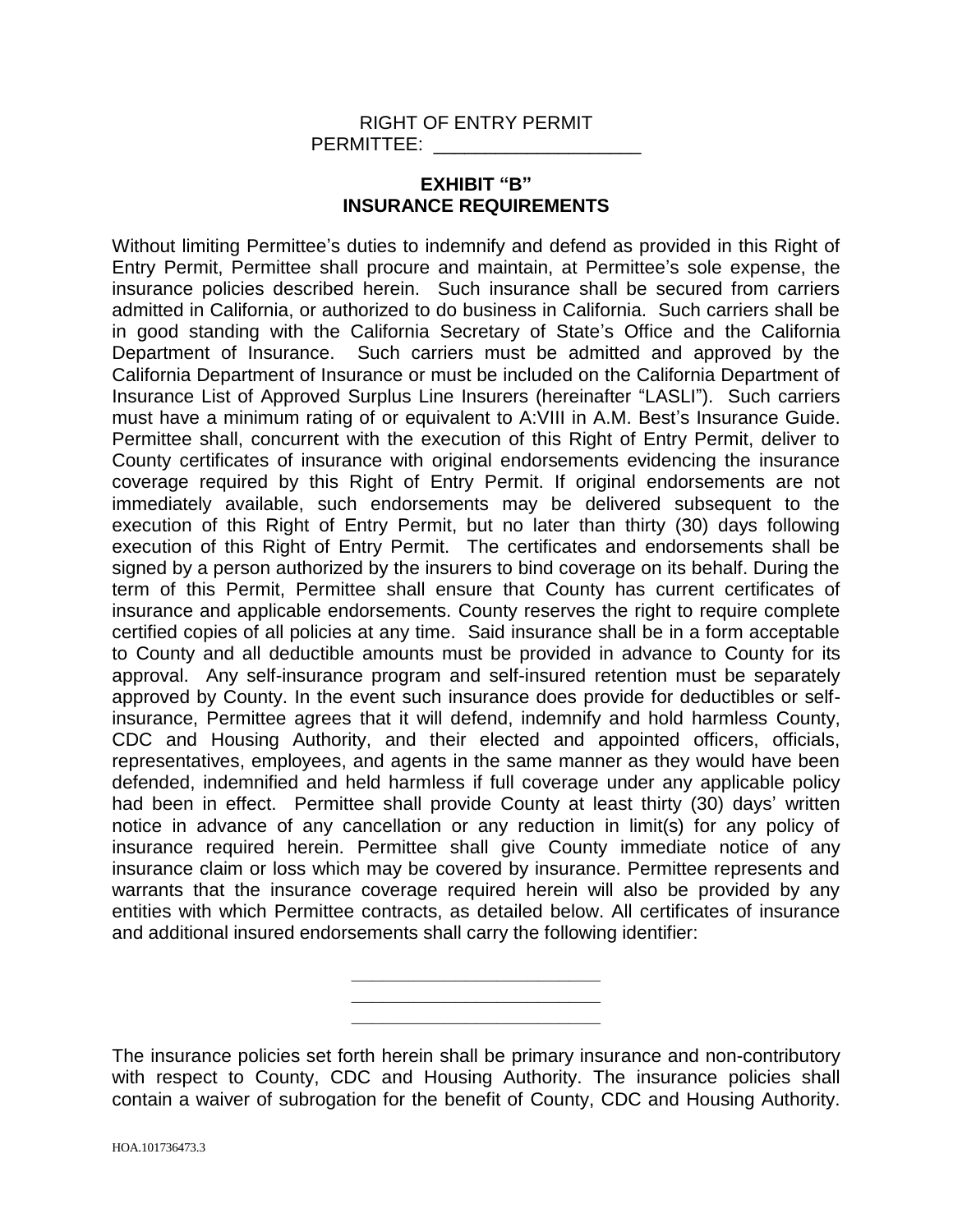RIGHT OF ENTRY PERMIT

PERMITTEE: ____________________

# EXHIBIT "B"
# INSURANCE REQUIREMENTS

Without limiting Permittee's duties to indemnify and defend as provided in this Right of Entry Permit, Permittee shall procure and maintain, at Permittee's sole expense, the insurance policies described herein. Such insurance shall be secured from carriers admitted in California, or authorized to do business in California. Such carriers shall be in good standing with the California Secretary of State's Office and the California Department of Insurance. Such carriers must be admitted and approved by the California Department of Insurance or must be included on the California Department of Insurance List of Approved Surplus Line Insurers (hereinafter "LASLI"). Such carriers must have a minimum rating of or equivalent to A:VIII in A.M. Best's Insurance Guide. Permittee shall, concurrent with the execution of this Right of Entry Permit, deliver to County certificates of insurance with original endorsements evidencing the insurance coverage required by this Right of Entry Permit. If original endorsements are not immediately available, such endorsements may be delivered subsequent to the execution of this Right of Entry Permit, but no later than thirty (30) days following execution of this Right of Entry Permit. The certificates and endorsements shall be signed by a person authorized by the insurers to bind coverage on its behalf. During the term of this Permit, Permittee shall ensure that County has current certificates of insurance and applicable endorsements. County reserves the right to require complete certified copies of all policies at any time. Said insurance shall be in a form acceptable to County and all deductible amounts must be provided in advance to County for its approval. Any self-insurance program and self-insured retention must be separately approved by County. In the event such insurance does provide for deductibles or self-insurance, Permittee agrees that it will defend, indemnify and hold harmless County, CDC and Housing Authority, and their elected and appointed officers, officials, representatives, employees, and agents in the same manner as they would have been defended, indemnified and held harmless if full coverage under any applicable policy had been in effect. Permittee shall provide County at least thirty (30) days' written notice in advance of any cancellation or any reduction in limit(s) for any policy of insurance required herein. Permittee shall give County immediate notice of any insurance claim or loss which may be covered by insurance. Permittee represents and warrants that the insurance coverage required herein will also be provided by any entities with which Permittee contracts, as detailed below. All certificates of insurance and additional insured endorsements shall carry the following identifier:

__________________________

__________________________

__________________________

The insurance policies set forth herein shall be primary insurance and non-contributory with respect to County, CDC and Housing Authority. The insurance policies shall contain a waiver of subrogation for the benefit of County, CDC and Housing Authority.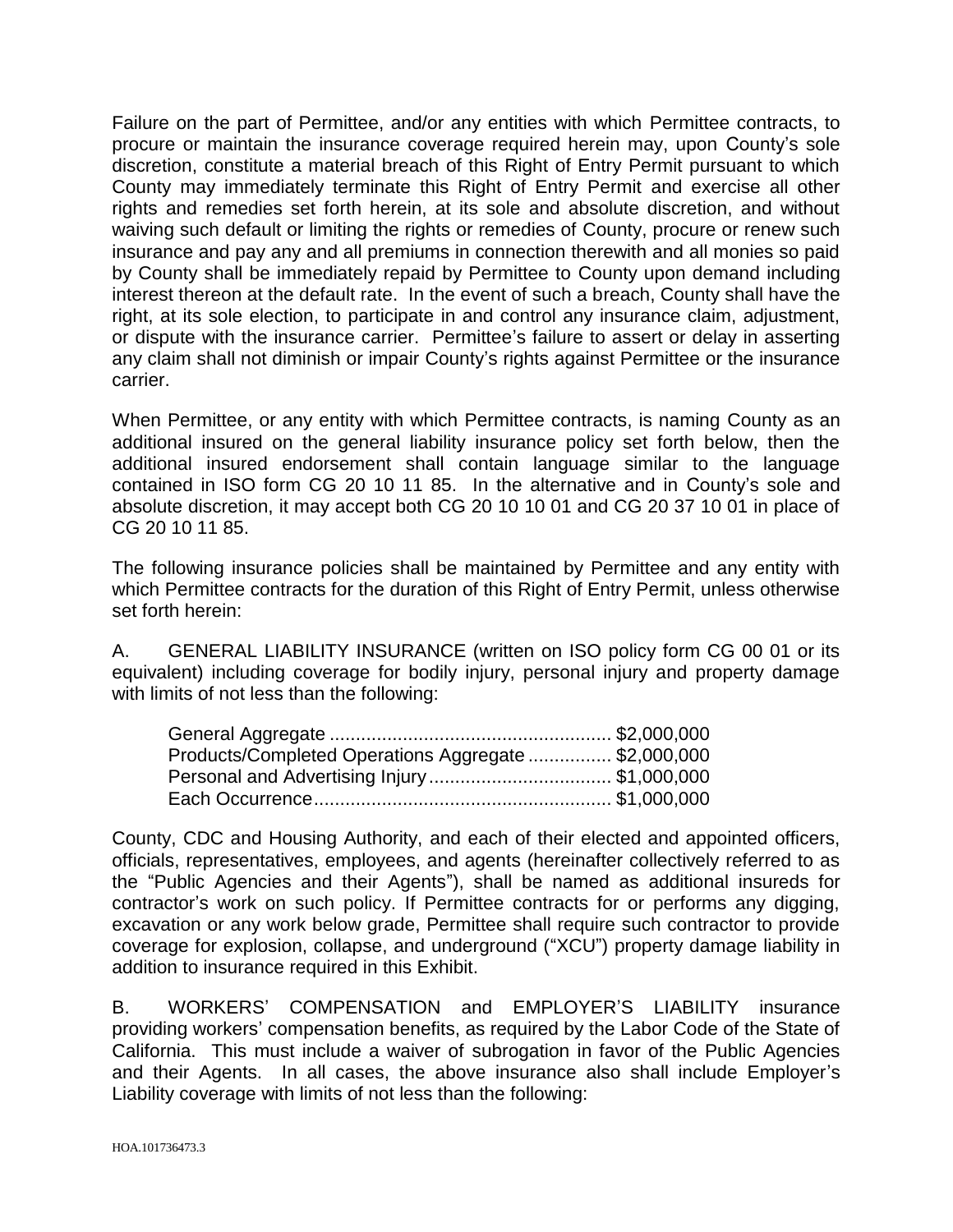Failure on the part of Permittee, and/or any entities with which Permittee contracts, to procure or maintain the insurance coverage required herein may, upon County's sole discretion, constitute a material breach of this Right of Entry Permit pursuant to which County may immediately terminate this Right of Entry Permit and exercise all other rights and remedies set forth herein, at its sole and absolute discretion, and without waiving such default or limiting the rights or remedies of County, procure or renew such insurance and pay any and all premiums in connection therewith and all monies so paid by County shall be immediately repaid by Permittee to County upon demand including interest thereon at the default rate. In the event of such a breach, County shall have the right, at its sole election, to participate in and control any insurance claim, adjustment, or dispute with the insurance carrier. Permittee's failure to assert or delay in asserting any claim shall not diminish or impair County's rights against Permittee or the insurance carrier.

When Permittee, or any entity with which Permittee contracts, is naming County as an additional insured on the general liability insurance policy set forth below, then the additional insured endorsement shall contain language similar to the language contained in ISO form CG 20 10 11 85. In the alternative and in County's sole and absolute discretion, it may accept both CG 20 10 10 01 and CG 20 37 10 01 in place of CG 20 10 11 85.

The following insurance policies shall be maintained by Permittee and any entity with which Permittee contracts for the duration of this Right of Entry Permit, unless otherwise set forth herein:

A. GENERAL LIABILITY INSURANCE (written on ISO policy form CG 00 01 or its equivalent) including coverage for bodily injury, personal injury and property damage with limits of not less than the following:

| | |
|---|---|
| General Aggregate | $2,000,000 |
| Products/Completed Operations Aggregate | $2,000,000 |
| Personal and Advertising Injury | $1,000,000 |
| Each Occurrence | $1,000,000 |

County, CDC and Housing Authority, and each of their elected and appointed officers, officials, representatives, employees, and agents (hereinafter collectively referred to as the "Public Agencies and their Agents"), shall be named as additional insureds for contractor's work on such policy. If Permittee contracts for or performs any digging, excavation or any work below grade, Permittee shall require such contractor to provide coverage for explosion, collapse, and underground ("XCU") property damage liability in addition to insurance required in this Exhibit.

B. WORKERS' COMPENSATION and EMPLOYER'S LIABILITY insurance providing workers' compensation benefits, as required by the Labor Code of the State of California. This must include a waiver of subrogation in favor of the Public Agencies and their Agents. In all cases, the above insurance also shall include Employer's Liability coverage with limits of not less than the following: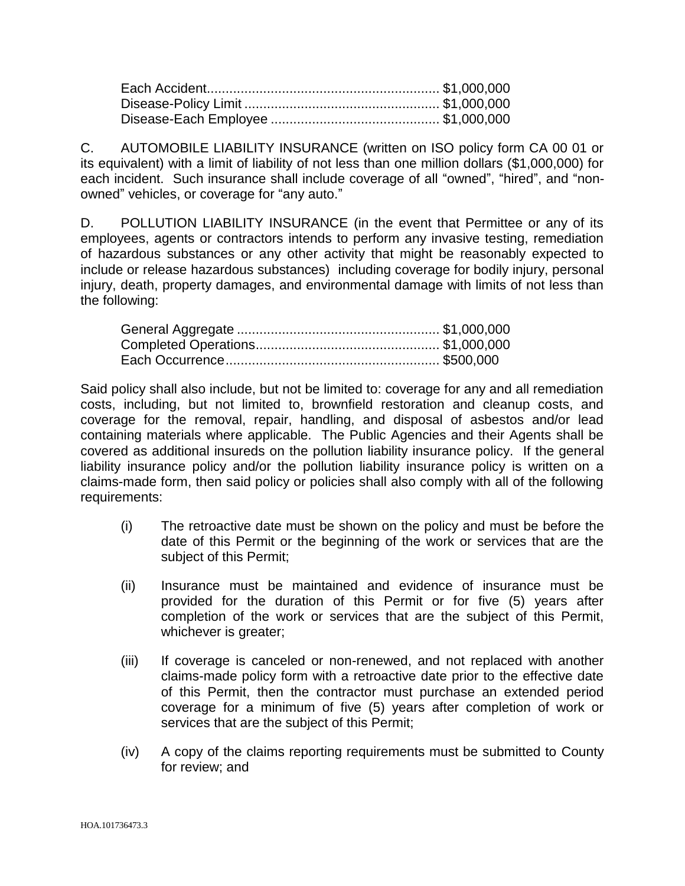Each Accident............................................................ $1,000,000
Disease-Policy Limit ................................................... $1,000,000
Disease-Each Employee ............................................ $1,000,000

C. AUTOMOBILE LIABILITY INSURANCE (written on ISO policy form CA 00 01 or its equivalent) with a limit of liability of not less than one million dollars ($1,000,000) for each incident. Such insurance shall include coverage of all "owned", "hired", and "non-owned" vehicles, or coverage for "any auto."

D. POLLUTION LIABILITY INSURANCE (in the event that Permittee or any of its employees, agents or contractors intends to perform any invasive testing, remediation of hazardous substances or any other activity that might be reasonably expected to include or release hazardous substances) including coverage for bodily injury, personal injury, death, property damages, and environmental damage with limits of not less than the following:

General Aggregate ..................................................... $1,000,000
Completed Operations................................................ $1,000,000
Each Occurrence........................................................ $500,000

Said policy shall also include, but not be limited to: coverage for any and all remediation costs, including, but not limited to, brownfield restoration and cleanup costs, and coverage for the removal, repair, handling, and disposal of asbestos and/or lead containing materials where applicable. The Public Agencies and their Agents shall be covered as additional insureds on the pollution liability insurance policy. If the general liability insurance policy and/or the pollution liability insurance policy is written on a claims-made form, then said policy or policies shall also comply with all of the following requirements:

(i) The retroactive date must be shown on the policy and must be before the date of this Permit or the beginning of the work or services that are the subject of this Permit;

(ii) Insurance must be maintained and evidence of insurance must be provided for the duration of this Permit or for five (5) years after completion of the work or services that are the subject of this Permit, whichever is greater;

(iii) If coverage is canceled or non-renewed, and not replaced with another claims-made policy form with a retroactive date prior to the effective date of this Permit, then the contractor must purchase an extended period coverage for a minimum of five (5) years after completion of work or services that are the subject of this Permit;

(iv) A copy of the claims reporting requirements must be submitted to County for review; and

HOA.101736473.3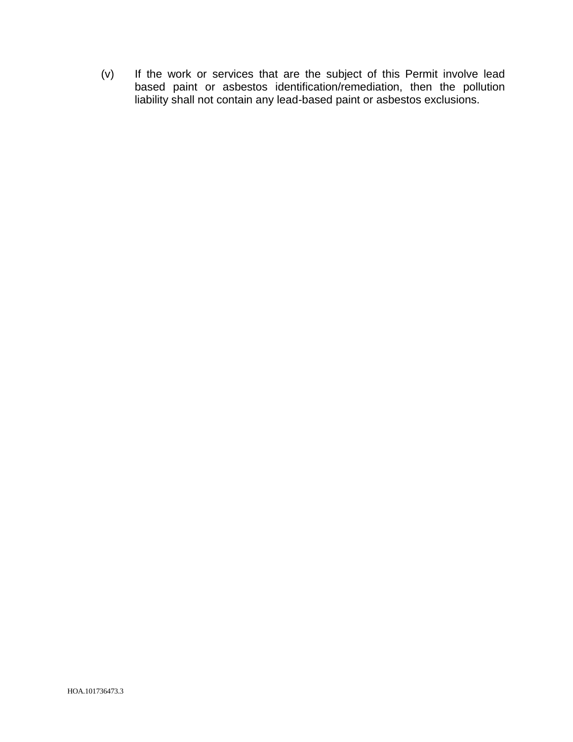(v) If the work or services that are the subject of this Permit involve lead based paint or asbestos identification/remediation, then the pollution liability shall not contain any lead-based paint or asbestos exclusions.